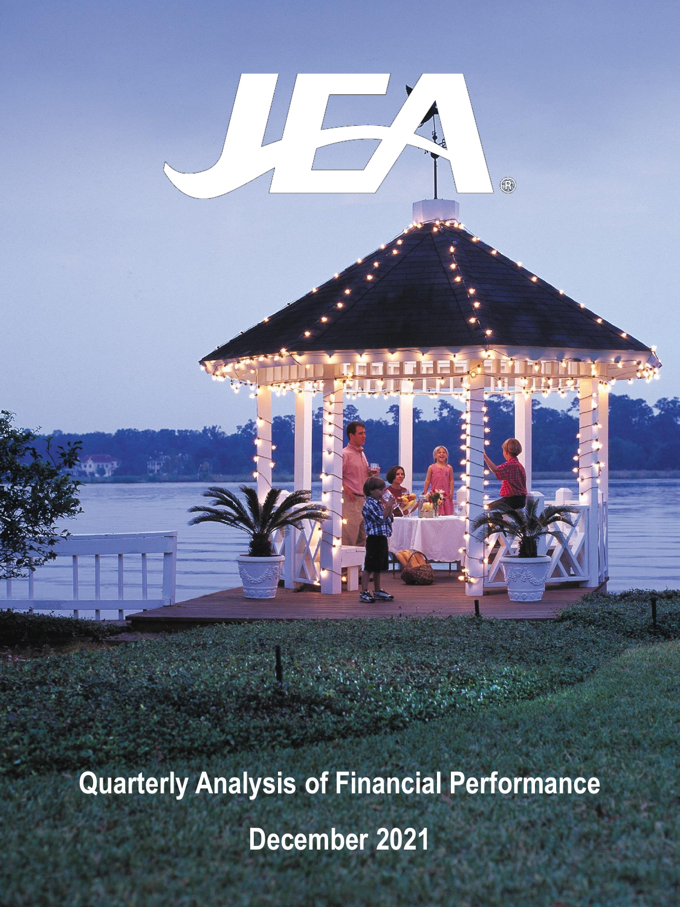JEA®

# Quarterly Analysis of Financial Performance

## December 2021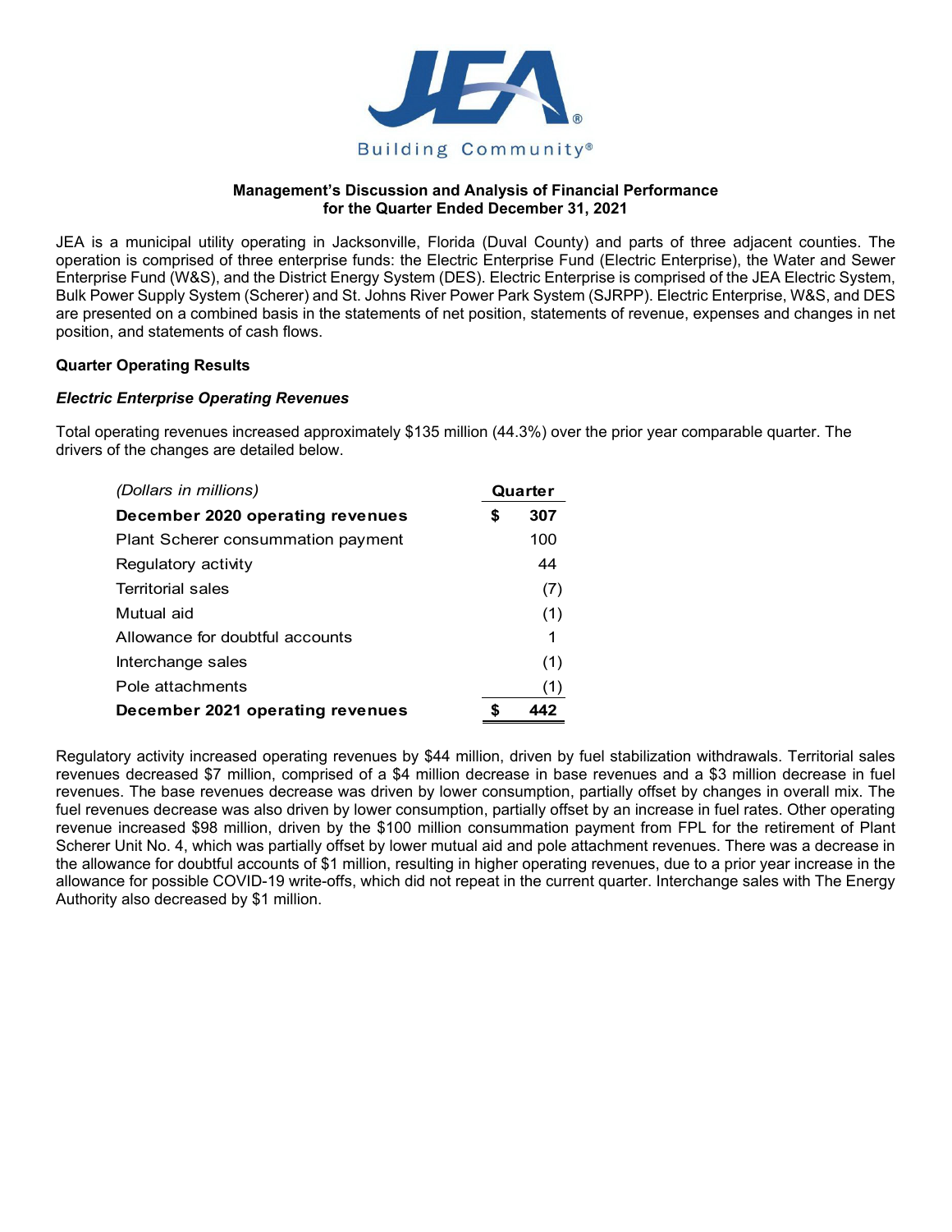JEA

Building Community®

**Management's Discussion and Analysis of Financial Performance for the Quarter Ended December 31, 2021**

JEA is a municipal utility operating in Jacksonville, Florida (Duval County) and parts of three adjacent counties. The operation is comprised of three enterprise funds: the Electric Enterprise Fund (Electric Enterprise), the Water and Sewer Enterprise Fund (W&S), and the District Energy System (DES). Electric Enterprise is comprised of the JEA Electric System, Bulk Power Supply System (Scherer) and St. Johns River Power Park System (SJRPP). Electric Enterprise, W&S, and DES are presented on a combined basis in the statements of net position, statements of revenue, expenses and changes in net position, and statements of cash flows.

## Quarter Operating Results

### *Electric Enterprise Operating Revenues*

Total operating revenues increased approximately $135 million (44.3%) over the prior year comparable quarter. The drivers of the changes are detailed below.

| *(Dollars in millions)* | Quarter |
|---|---|
| **December 2020 operating revenues** | **$ 307** |
| Plant Scherer consummation payment | 100 |
| Regulatory activity | 44 |
| Territorial sales | (7) |
| Mutual aid | (1) |
| Allowance for doubtful accounts | 1 |
| Interchange sales | (1) |
| Pole attachments | (1) |
| **December 2021 operating revenues** | **$ 442** |

Regulatory activity increased operating revenues by $44 million, driven by fuel stabilization withdrawals. Territorial sales revenues decreased $7 million, comprised of a $4 million decrease in base revenues and a $3 million decrease in fuel revenues. The base revenues decrease was driven by lower consumption, partially offset by changes in overall mix. The fuel revenues decrease was also driven by lower consumption, partially offset by an increase in fuel rates. Other operating revenue increased $98 million, driven by the $100 million consummation payment from FPL for the retirement of Plant Scherer Unit No. 4, which was partially offset by lower mutual aid and pole attachment revenues. There was a decrease in the allowance for doubtful accounts of $1 million, resulting in higher operating revenues, due to a prior year increase in the allowance for possible COVID-19 write-offs, which did not repeat in the current quarter. Interchange sales with The Energy Authority also decreased by $1 million.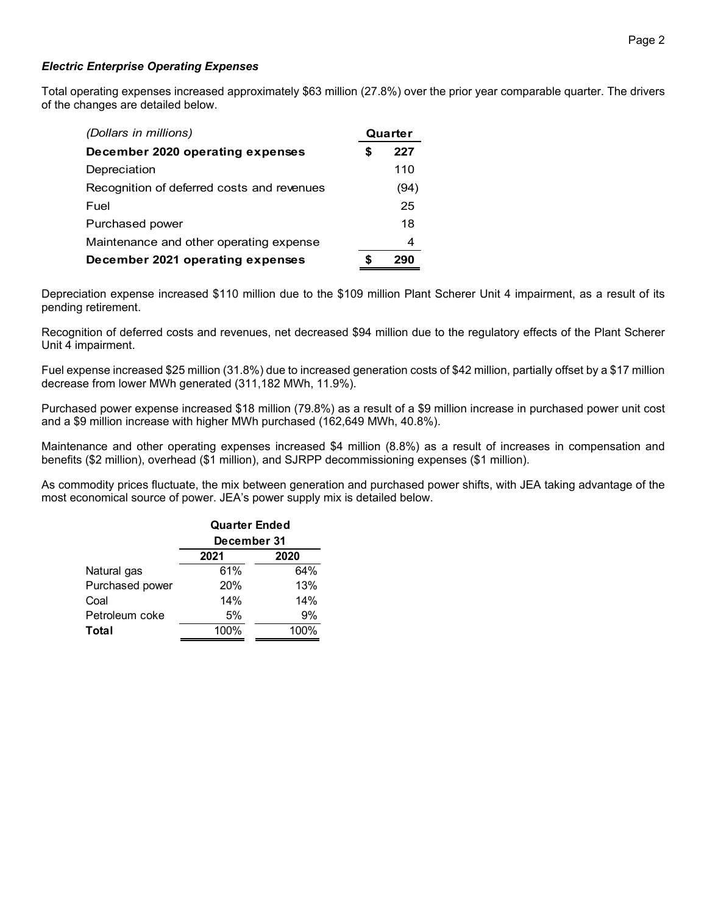### *Electric Enterprise Operating Expenses*

Total operating expenses increased approximately $63 million (27.8%) over the prior year comparable quarter. The drivers of the changes are detailed below.

| *(Dollars in millions)* | Quarter |
|---|---|
| **December 2020 operating expenses** | **$ 227** |
| Depreciation | 110 |
| Recognition of deferred costs and revenues | (94) |
| Fuel | 25 |
| Purchased power | 18 |
| Maintenance and other operating expense | 4 |
| **December 2021 operating expenses** | **$ 290** |

Depreciation expense increased $110 million due to the $109 million Plant Scherer Unit 4 impairment, as a result of its pending retirement.

Recognition of deferred costs and revenues, net decreased $94 million due to the regulatory effects of the Plant Scherer Unit 4 impairment.

Fuel expense increased $25 million (31.8%) due to increased generation costs of $42 million, partially offset by a $17 million decrease from lower MWh generated (311,182 MWh, 11.9%).

Purchased power expense increased $18 million (79.8%) as a result of a $9 million increase in purchased power unit cost and a $9 million increase with higher MWh purchased (162,649 MWh, 40.8%).

Maintenance and other operating expenses increased $4 million (8.8%) as a result of increases in compensation and benefits ($2 million), overhead ($1 million), and SJRPP decommissioning expenses ($1 million).

As commodity prices fluctuate, the mix between generation and purchased power shifts, with JEA taking advantage of the most economical source of power. JEA's power supply mix is detailed below.

| | Quarter Ended December 31 | |
|---|---|---|
| | **2021** | **2020** |
| Natural gas | 61% | 64% |
| Purchased power | 20% | 13% |
| Coal | 14% | 14% |
| Petroleum coke | 5% | 9% |
| **Total** | 100% | 100% |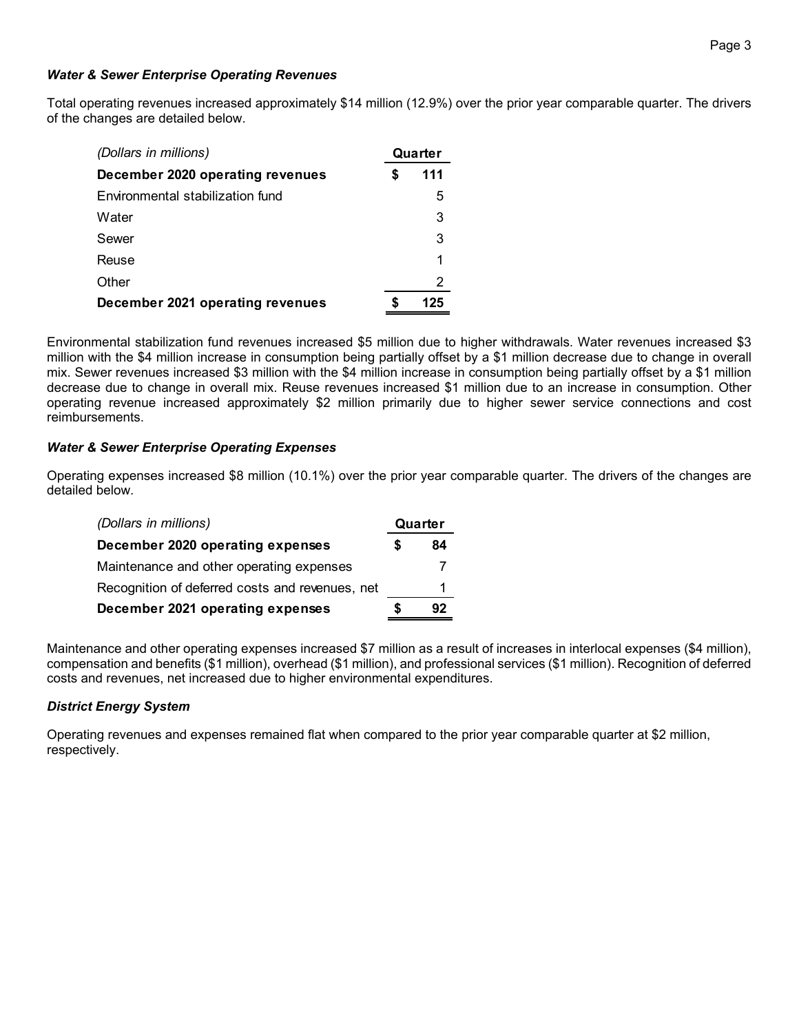### *Water & Sewer Enterprise Operating Revenues*

Total operating revenues increased approximately $14 million (12.9%) over the prior year comparable quarter. The drivers of the changes are detailed below.

| *(Dollars in millions)* | Quarter |
|---|---|
| **December 2020 operating revenues** | **$ 111** |
| Environmental stabilization fund | 5 |
| Water | 3 |
| Sewer | 3 |
| Reuse | 1 |
| Other | 2 |
| **December 2021 operating revenues** | **$ 125** |

Environmental stabilization fund revenues increased $5 million due to higher withdrawals. Water revenues increased $3 million with the $4 million increase in consumption being partially offset by a $1 million decrease due to change in overall mix. Sewer revenues increased $3 million with the $4 million increase in consumption being partially offset by a $1 million decrease due to change in overall mix. Reuse revenues increased $1 million due to an increase in consumption. Other operating revenue increased approximately $2 million primarily due to higher sewer service connections and cost reimbursements.

### *Water & Sewer Enterprise Operating Expenses*

Operating expenses increased $8 million (10.1%) over the prior year comparable quarter. The drivers of the changes are detailed below.

| *(Dollars in millions)* | Quarter |
|---|---|
| **December 2020 operating expenses** | **$ 84** |
| Maintenance and other operating expenses | 7 |
| Recognition of deferred costs and revenues, net | 1 |
| **December 2021 operating expenses** | **$ 92** |

Maintenance and other operating expenses increased $7 million as a result of increases in interlocal expenses ($4 million), compensation and benefits ($1 million), overhead ($1 million), and professional services ($1 million). Recognition of deferred costs and revenues, net increased due to higher environmental expenditures.

### *District Energy System*

Operating revenues and expenses remained flat when compared to the prior year comparable quarter at $2 million, respectively.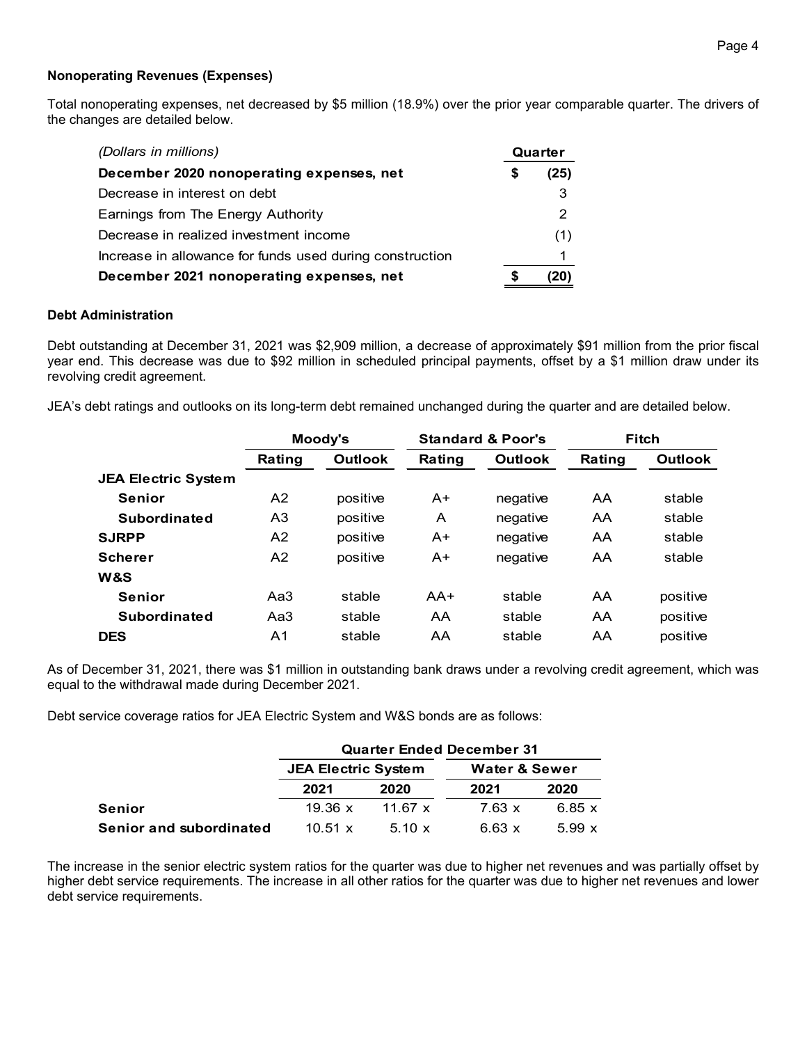### Nonoperating Revenues (Expenses)

Total nonoperating expenses, net decreased by $5 million (18.9%) over the prior year comparable quarter. The drivers of the changes are detailed below.

| *(Dollars in millions)* | Quarter |
|---|---|
| **December 2020 nonoperating expenses, net** | **$ (25)** |
| Decrease in interest on debt | 3 |
| Earnings from The Energy Authority | 2 |
| Decrease in realized investment income | (1) |
| Increase in allowance for funds used during construction | 1 |
| **December 2021 nonoperating expenses, net** | **$ (20)** |

### Debt Administration

Debt outstanding at December 31, 2021 was $2,909 million, a decrease of approximately $91 million from the prior fiscal year end. This decrease was due to $92 million in scheduled principal payments, offset by a $1 million draw under its revolving credit agreement.

JEA's debt ratings and outlooks on its long-term debt remained unchanged during the quarter and are detailed below.

| | Moody's | | Standard & Poor's | | Fitch | |
|---|---|---|---|---|---|---|
| | **Rating** | **Outlook** | **Rating** | **Outlook** | **Rating** | **Outlook** |
| **JEA Electric System** | | | | | | |
| **Senior** | A2 | positive | A+ | negative | AA | stable |
| **Subordinated** | A3 | positive | A | negative | AA | stable |
| **SJRPP** | A2 | positive | A+ | negative | AA | stable |
| **Scherer** | A2 | positive | A+ | negative | AA | stable |
| **W&S** | | | | | | |
| **Senior** | Aa3 | stable | AA+ | stable | AA | positive |
| **Subordinated** | Aa3 | stable | AA | stable | AA | positive |
| **DES** | A1 | stable | AA | stable | AA | positive |

As of December 31, 2021, there was $1 million in outstanding bank draws under a revolving credit agreement, which was equal to the withdrawal made during December 2021.

Debt service coverage ratios for JEA Electric System and W&S bonds are as follows:

| | Quarter Ended December 31 | | | |
|---|---|---|---|---|
| | JEA Electric System | | Water & Sewer | |
| | **2021** | **2020** | **2021** | **2020** |
| **Senior** | 19.36 x | 11.67 x | 7.63 x | 6.85 x |
| **Senior and subordinated** | 10.51 x | 5.10 x | 6.63 x | 5.99 x |

The increase in the senior electric system ratios for the quarter was due to higher net revenues and was partially offset by higher debt service requirements. The increase in all other ratios for the quarter was due to higher net revenues and lower debt service requirements.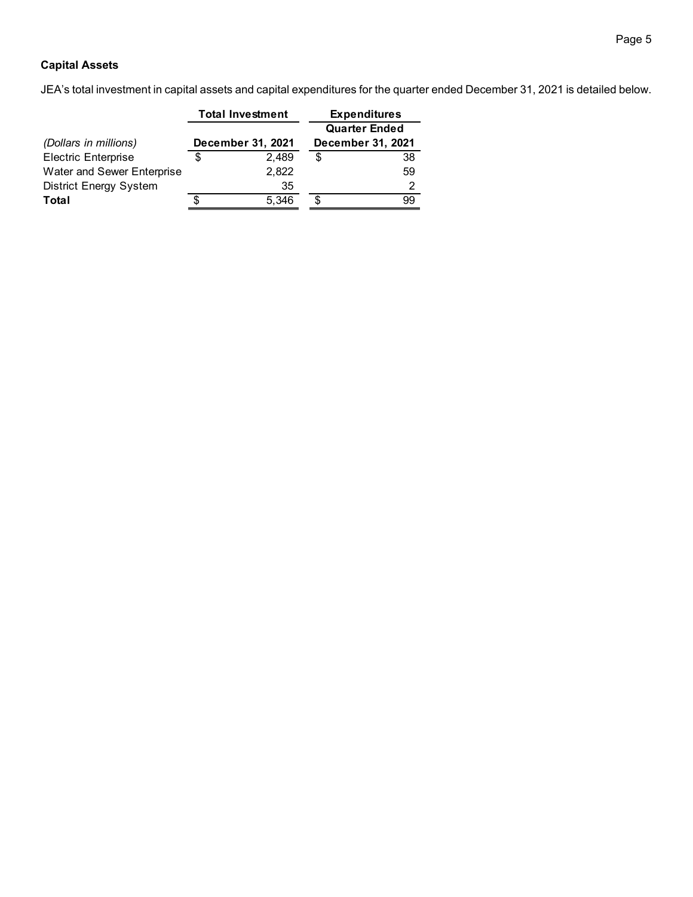## Capital Assets

JEA's total investment in capital assets and capital expenditures for the quarter ended December 31, 2021 is detailed below.

| *(Dollars in millions)* | Total Investment<br>December 31, 2021 | Expenditures<br>Quarter Ended<br>December 31, 2021 |
|---|---|---|
| Electric Enterprise | $ 2,489 | $ 38 |
| Water and Sewer Enterprise | 2,822 | 59 |
| District Energy System | 35 | 2 |
| **Total** | $ 5,346 | $ 99 |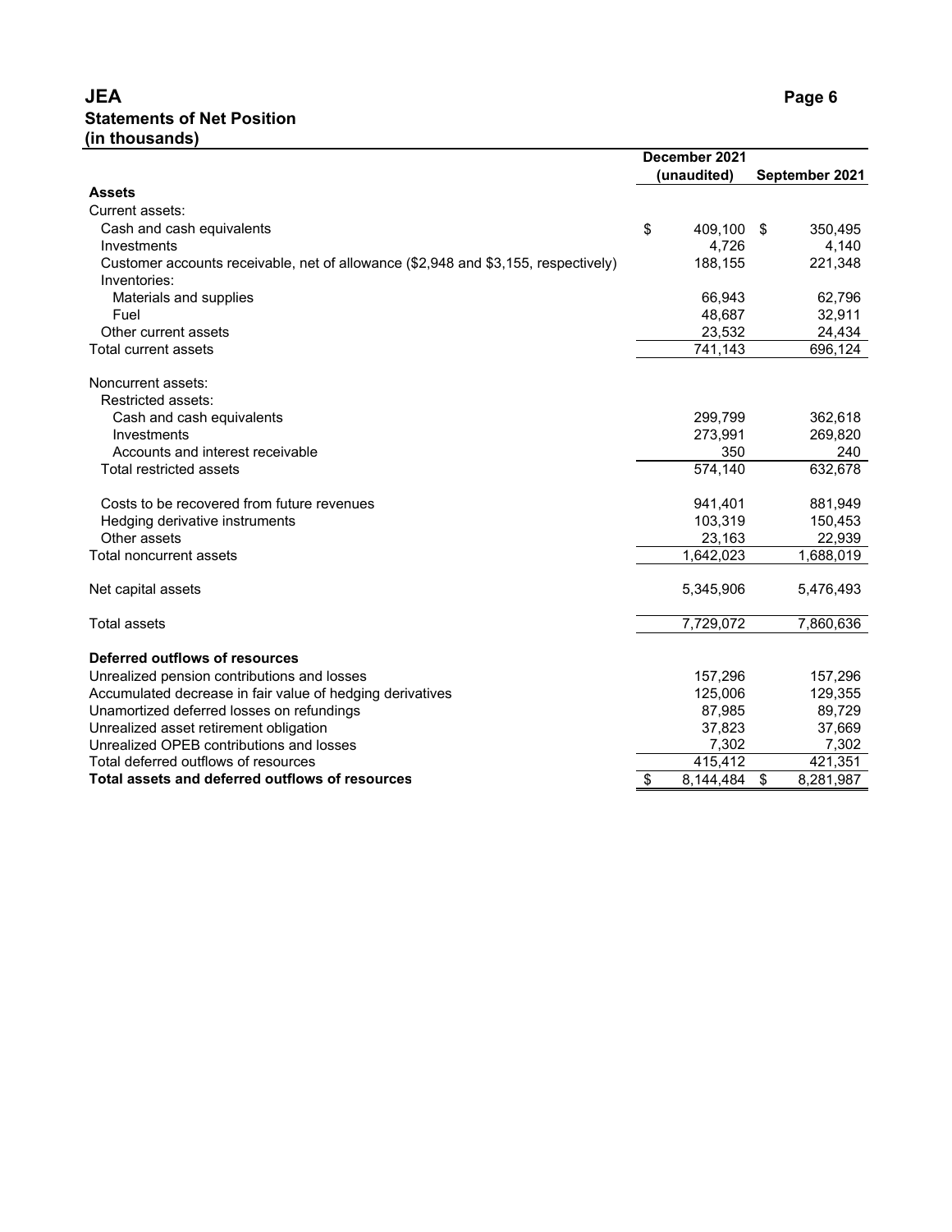# JEA

## Statements of Net Position

### (in thousands)

| | December 2021 (unaudited) | September 2021 |
|---|---|---|
| **Assets** | | |
| Current assets: | | |
| Cash and cash equivalents | $ 409,100 | $ 350,495 |
| Investments | 4,726 | 4,140 |
| Customer accounts receivable, net of allowance ($2,948 and $3,155, respectively) | 188,155 | 221,348 |
| Inventories: | | |
| Materials and supplies | 66,943 | 62,796 |
| Fuel | 48,687 | 32,911 |
| Other current assets | 23,532 | 24,434 |
| Total current assets | 741,143 | 696,124 |
| | | |
| Noncurrent assets: | | |
| Restricted assets: | | |
| Cash and cash equivalents | 299,799 | 362,618 |
| Investments | 273,991 | 269,820 |
| Accounts and interest receivable | 350 | 240 |
| Total restricted assets | 574,140 | 632,678 |
| | | |
| Costs to be recovered from future revenues | 941,401 | 881,949 |
| Hedging derivative instruments | 103,319 | 150,453 |
| Other assets | 23,163 | 22,939 |
| Total noncurrent assets | 1,642,023 | 1,688,019 |
| | | |
| Net capital assets | 5,345,906 | 5,476,493 |
| | | |
| Total assets | 7,729,072 | 7,860,636 |
| | | |
| **Deferred outflows of resources** | | |
| Unrealized pension contributions and losses | 157,296 | 157,296 |
| Accumulated decrease in fair value of hedging derivatives | 125,006 | 129,355 |
| Unamortized deferred losses on refundings | 87,985 | 89,729 |
| Unrealized asset retirement obligation | 37,823 | 37,669 |
| Unrealized OPEB contributions and losses | 7,302 | 7,302 |
| Total deferred outflows of resources | 415,412 | 421,351 |
| **Total assets and deferred outflows of resources** | $ 8,144,484 | $ 8,281,987 |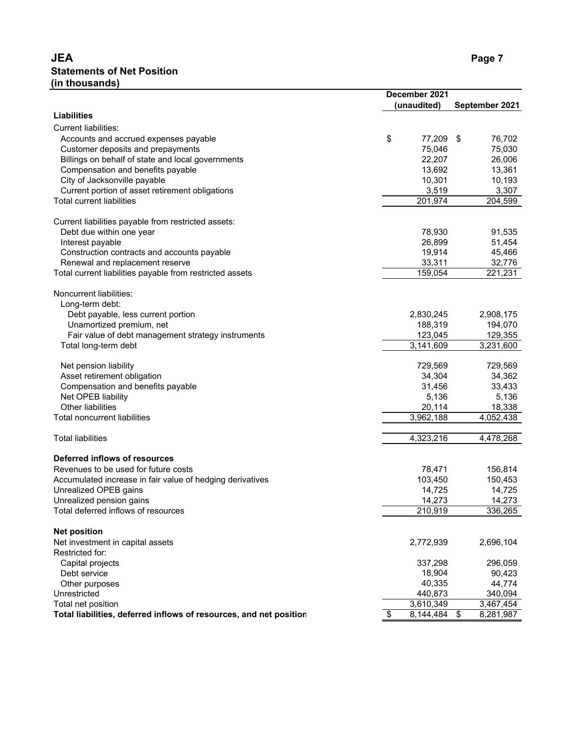# JEA
## Statements of Net Position
### (in thousands)

| | December 2021 (unaudited) | September 2021 |
|---|---|---|
| **Liabilities** | | |
| Current liabilities: | | |
| Accounts and accrued expenses payable | $ 77,209 | $ 76,702 |
| Customer deposits and prepayments | 75,046 | 75,030 |
| Billings on behalf of state and local governments | 22,207 | 26,006 |
| Compensation and benefits payable | 13,692 | 13,361 |
| City of Jacksonville payable | 10,301 | 10,193 |
| Current portion of asset retirement obligations | 3,519 | 3,307 |
| Total current liabilities | 201,974 | 204,599 |
| | | |
| Current liabilities payable from restricted assets: | | |
| Debt due within one year | 78,930 | 91,535 |
| Interest payable | 26,899 | 51,454 |
| Construction contracts and accounts payable | 19,914 | 45,466 |
| Renewal and replacement reserve | 33,311 | 32,776 |
| Total current liabilities payable from restricted assets | 159,054 | 221,231 |
| | | |
| Noncurrent liabilities: | | |
| Long-term debt: | | |
| Debt payable, less current portion | 2,830,245 | 2,908,175 |
| Unamortized premium, net | 188,319 | 194,070 |
| Fair value of debt management strategy instruments | 123,045 | 129,355 |
| Total long-term debt | 3,141,609 | 3,231,600 |
| | | |
| Net pension liability | 729,569 | 729,569 |
| Asset retirement obligation | 34,304 | 34,362 |
| Compensation and benefits payable | 31,456 | 33,433 |
| Net OPEB liability | 5,136 | 5,136 |
| Other liabilities | 20,114 | 18,338 |
| Total noncurrent liabilities | 3,962,188 | 4,052,438 |
| | | |
| Total liabilities | 4,323,216 | 4,478,268 |
| | | |
| **Deferred inflows of resources** | | |
| Revenues to be used for future costs | 78,471 | 156,814 |
| Accumulated increase in fair value of hedging derivatives | 103,450 | 150,453 |
| Unrealized OPEB gains | 14,725 | 14,725 |
| Unrealized pension gains | 14,273 | 14,273 |
| Total deferred inflows of resources | 210,919 | 336,265 |
| | | |
| **Net position** | | |
| Net investment in capital assets | 2,772,939 | 2,696,104 |
| Restricted for: | | |
| Capital projects | 337,298 | 296,059 |
| Debt service | 18,904 | 90,423 |
| Other purposes | 40,335 | 44,774 |
| Unrestricted | 440,873 | 340,094 |
| Total net position | 3,610,349 | 3,467,454 |
| **Total liabilities, deferred inflows of resources, and net position** | $ 8,144,484 | $ 8,281,987 |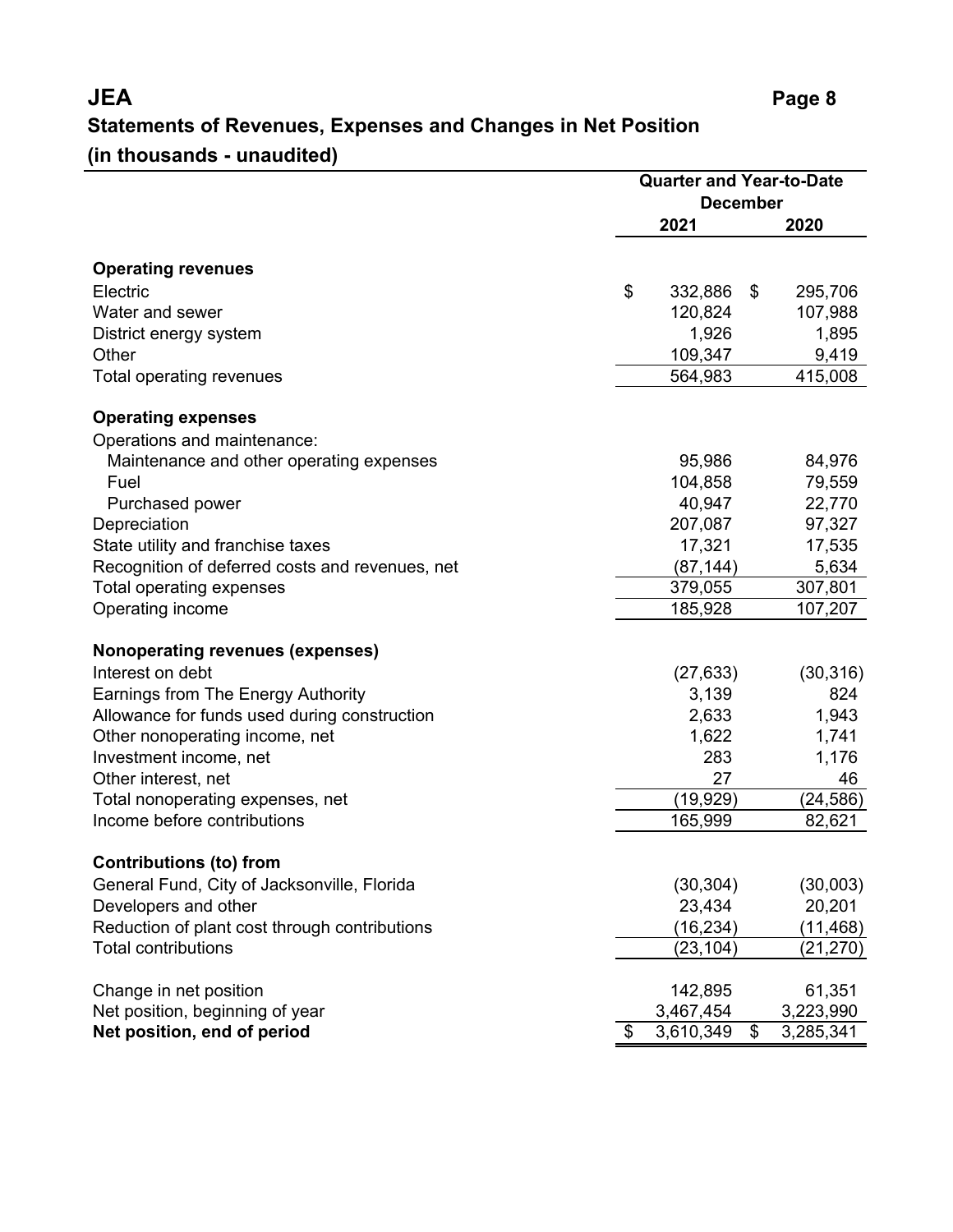# JEA

## Statements of Revenues, Expenses and Changes in Net Position

### (in thousands - unaudited)

| | Quarter and Year-to-Date December | |
|---|---|---|
| | 2021 | 2020 |
| **Operating revenues** | | |
| Electric | $ 332,886 | $ 295,706 |
| Water and sewer | 120,824 | 107,988 |
| District energy system | 1,926 | 1,895 |
| Other | 109,347 | 9,419 |
| Total operating revenues | 564,983 | 415,008 |
| **Operating expenses** | | |
| Operations and maintenance: | | |
| Maintenance and other operating expenses | 95,986 | 84,976 |
| Fuel | 104,858 | 79,559 |
| Purchased power | 40,947 | 22,770 |
| Depreciation | 207,087 | 97,327 |
| State utility and franchise taxes | 17,321 | 17,535 |
| Recognition of deferred costs and revenues, net | (87,144) | 5,634 |
| Total operating expenses | 379,055 | 307,801 |
| Operating income | 185,928 | 107,207 |
| **Nonoperating revenues (expenses)** | | |
| Interest on debt | (27,633) | (30,316) |
| Earnings from The Energy Authority | 3,139 | 824 |
| Allowance for funds used during construction | 2,633 | 1,943 |
| Other nonoperating income, net | 1,622 | 1,741 |
| Investment income, net | 283 | 1,176 |
| Other interest, net | 27 | 46 |
| Total nonoperating expenses, net | (19,929) | (24,586) |
| Income before contributions | 165,999 | 82,621 |
| **Contributions (to) from** | | |
| General Fund, City of Jacksonville, Florida | (30,304) | (30,003) |
| Developers and other | 23,434 | 20,201 |
| Reduction of plant cost through contributions | (16,234) | (11,468) |
| Total contributions | (23,104) | (21,270) |
| Change in net position | 142,895 | 61,351 |
| Net position, beginning of year | 3,467,454 | 3,223,990 |
| **Net position, end of period** | $ 3,610,349 | $ 3,285,341 |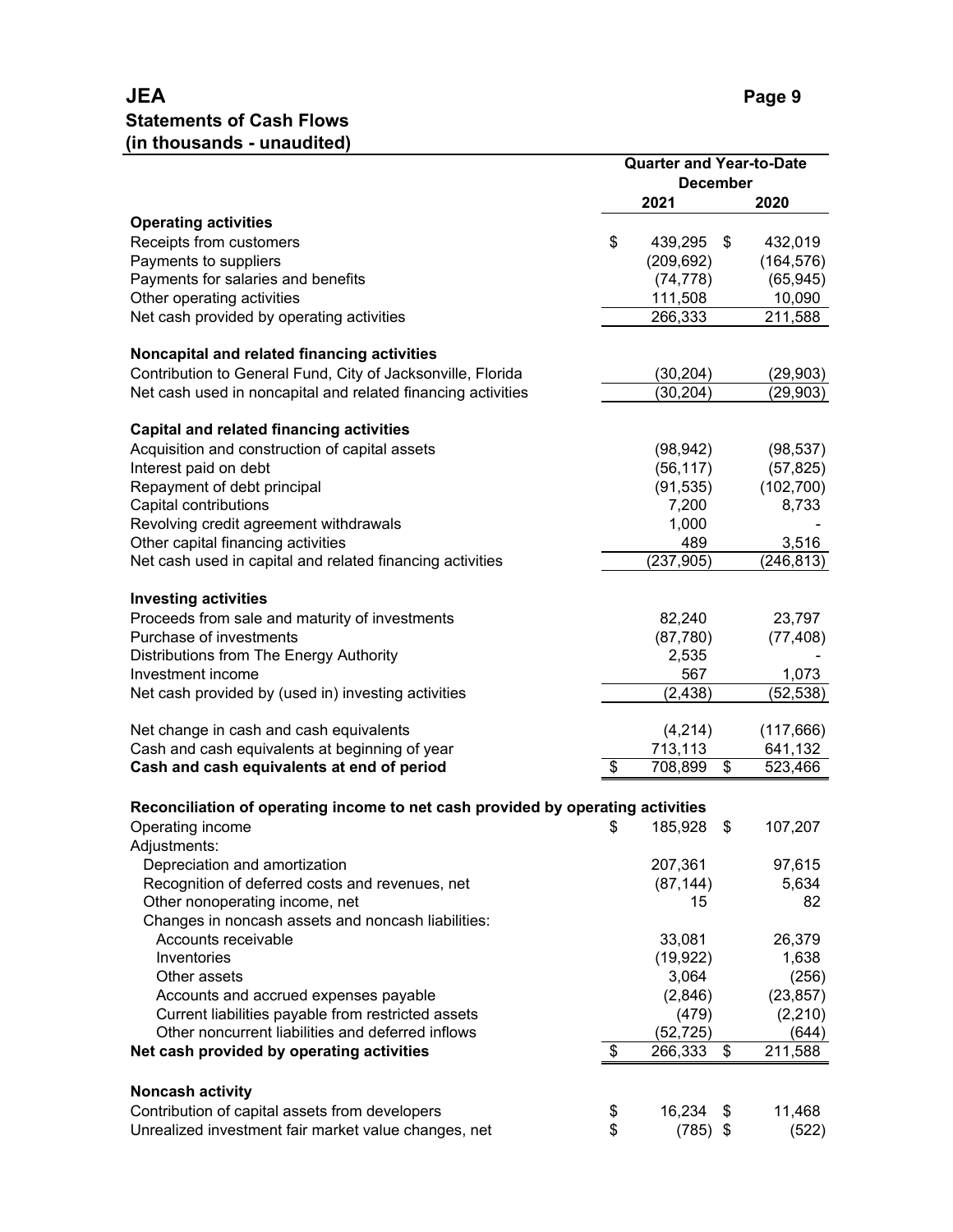# JEA

## Statements of Cash Flows
## (in thousands - unaudited)

| | Quarter and Year-to-Date December 2021 | Quarter and Year-to-Date December 2020 |
|---|---|---|
| **Operating activities** | | |
| Receipts from customers | $ 439,295 | $ 432,019 |
| Payments to suppliers | (209,692) | (164,576) |
| Payments for salaries and benefits | (74,778) | (65,945) |
| Other operating activities | 111,508 | 10,090 |
| Net cash provided by operating activities | 266,333 | 211,588 |
| | | |
| **Noncapital and related financing activities** | | |
| Contribution to General Fund, City of Jacksonville, Florida | (30,204) | (29,903) |
| Net cash used in noncapital and related financing activities | (30,204) | (29,903) |
| | | |
| **Capital and related financing activities** | | |
| Acquisition and construction of capital assets | (98,942) | (98,537) |
| Interest paid on debt | (56,117) | (57,825) |
| Repayment of debt principal | (91,535) | (102,700) |
| Capital contributions | 7,200 | 8,733 |
| Revolving credit agreement withdrawals | 1,000 | - |
| Other capital financing activities | 489 | 3,516 |
| Net cash used in capital and related financing activities | (237,905) | (246,813) |
| | | |
| **Investing activities** | | |
| Proceeds from sale and maturity of investments | 82,240 | 23,797 |
| Purchase of investments | (87,780) | (77,408) |
| Distributions from The Energy Authority | 2,535 | - |
| Investment income | 567 | 1,073 |
| Net cash provided by (used in) investing activities | (2,438) | (52,538) |
| | | |
| Net change in cash and cash equivalents | (4,214) | (117,666) |
| Cash and cash equivalents at beginning of year | 713,113 | 641,132 |
| **Cash and cash equivalents at end of period** | $ 708,899 | $ 523,466 |
| | | |
| **Reconciliation of operating income to net cash provided by operating activities** | | |
| Operating income | $ 185,928 | $ 107,207 |
| Adjustments: | | |
| Depreciation and amortization | 207,361 | 97,615 |
| Recognition of deferred costs and revenues, net | (87,144) | 5,634 |
| Other nonoperating income, net | 15 | 82 |
| Changes in noncash assets and noncash liabilities: | | |
| Accounts receivable | 33,081 | 26,379 |
| Inventories | (19,922) | 1,638 |
| Other assets | 3,064 | (256) |
| Accounts and accrued expenses payable | (2,846) | (23,857) |
| Current liabilities payable from restricted assets | (479) | (2,210) |
| Other noncurrent liabilities and deferred inflows | (52,725) | (644) |
| **Net cash provided by operating activities** | $ 266,333 | $ 211,588 |
| | | |
| **Noncash activity** | | |
| Contribution of capital assets from developers | $ 16,234 | $ 11,468 |
| Unrealized investment fair market value changes, net | $ (785) | $ (522) |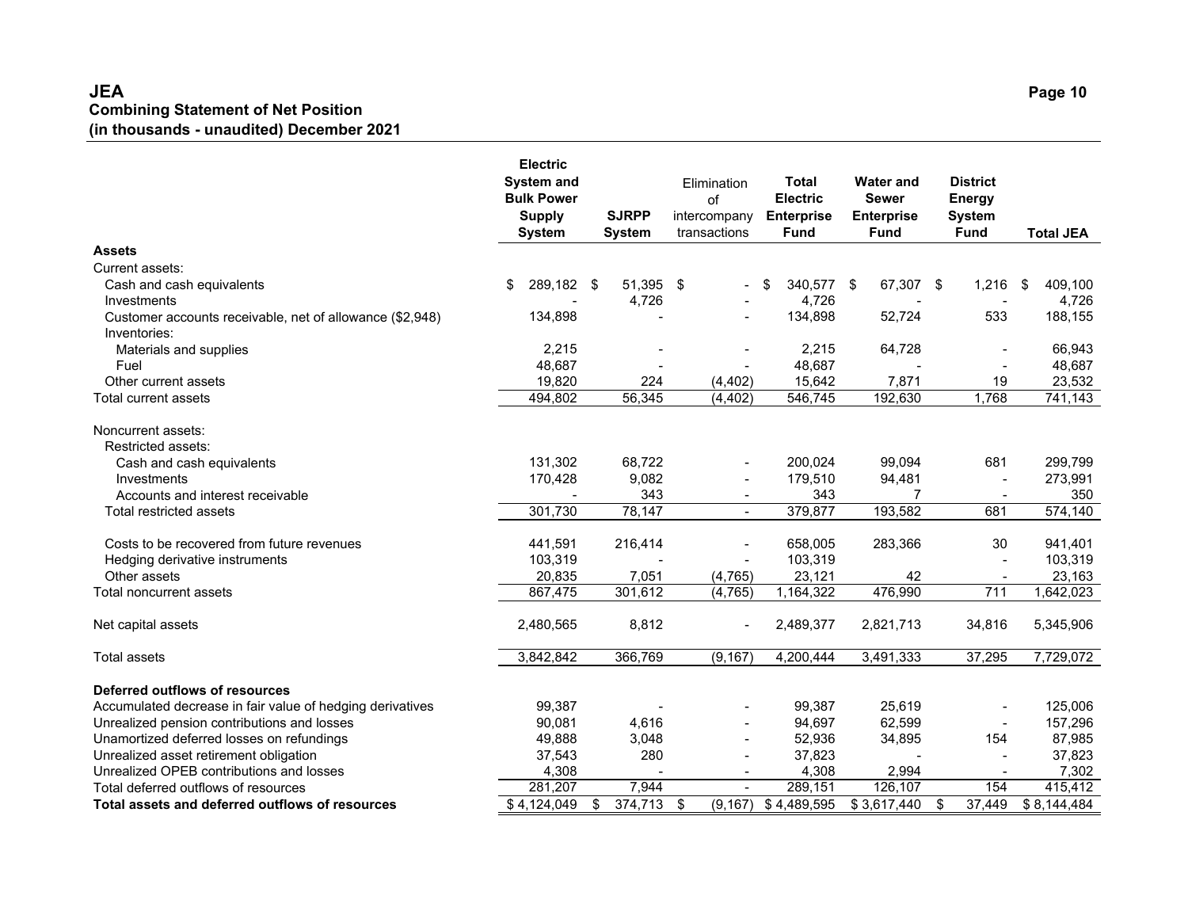# JEA

## Combining Statement of Net Position

### (in thousands - unaudited) December 2021

| | Electric System and Bulk Power Supply System | SJRPP System | Elimination of intercompany transactions | Total Electric Enterprise Fund | Water and Sewer Enterprise Fund | District Energy System Fund | Total JEA |
|---|---|---|---|---|---|---|---|
| **Assets** | | | | | | | |
| Current assets: | | | | | | | |
| Cash and cash equivalents | $ 289,182 | $ 51,395 | $ - | $ 340,577 | $ 67,307 | $ 1,216 | $ 409,100 |
| Investments | - | 4,726 | - | 4,726 | - | - | 4,726 |
| Customer accounts receivable, net of allowance ($2,948) | 134,898 | - | - | 134,898 | 52,724 | 533 | 188,155 |
| Inventories: | | | | | | | |
| Materials and supplies | 2,215 | - | - | 2,215 | 64,728 | - | 66,943 |
| Fuel | 48,687 | - | - | 48,687 | - | - | 48,687 |
| Other current assets | 19,820 | 224 | (4,402) | 15,642 | 7,871 | 19 | 23,532 |
| Total current assets | 494,802 | 56,345 | (4,402) | 546,745 | 192,630 | 1,768 | 741,143 |
| Noncurrent assets: | | | | | | | |
| Restricted assets: | | | | | | | |
| Cash and cash equivalents | 131,302 | 68,722 | - | 200,024 | 99,094 | 681 | 299,799 |
| Investments | 170,428 | 9,082 | - | 179,510 | 94,481 | - | 273,991 |
| Accounts and interest receivable | - | 343 | - | 343 | 7 | - | 350 |
| Total restricted assets | 301,730 | 78,147 | - | 379,877 | 193,582 | 681 | 574,140 |
| Costs to be recovered from future revenues | 441,591 | 216,414 | - | 658,005 | 283,366 | 30 | 941,401 |
| Hedging derivative instruments | 103,319 | - | - | 103,319 | | - | 103,319 |
| Other assets | 20,835 | 7,051 | (4,765) | 23,121 | 42 | - | 23,163 |
| Total noncurrent assets | 867,475 | 301,612 | (4,765) | 1,164,322 | 476,990 | 711 | 1,642,023 |
| Net capital assets | 2,480,565 | 8,812 | - | 2,489,377 | 2,821,713 | 34,816 | 5,345,906 |
| Total assets | 3,842,842 | 366,769 | (9,167) | 4,200,444 | 3,491,333 | 37,295 | 7,729,072 |
| **Deferred outflows of resources** | | | | | | | |
| Accumulated decrease in fair value of hedging derivatives | 99,387 | - | - | 99,387 | 25,619 | - | 125,006 |
| Unrealized pension contributions and losses | 90,081 | 4,616 | - | 94,697 | 62,599 | - | 157,296 |
| Unamortized deferred losses on refundings | 49,888 | 3,048 | - | 52,936 | 34,895 | 154 | 87,985 |
| Unrealized asset retirement obligation | 37,543 | 280 | - | 37,823 | - | - | 37,823 |
| Unrealized OPEB contributions and losses | 4,308 | - | - | 4,308 | 2,994 | - | 7,302 |
| Total deferred outflows of resources | 281,207 | 7,944 | - | 289,151 | 126,107 | 154 | 415,412 |
| **Total assets and deferred outflows of resources** | $ 4,124,049 | $ 374,713 | $ (9,167) | $ 4,489,595 | $ 3,617,440 | $ 37,449 | $ 8,144,484 |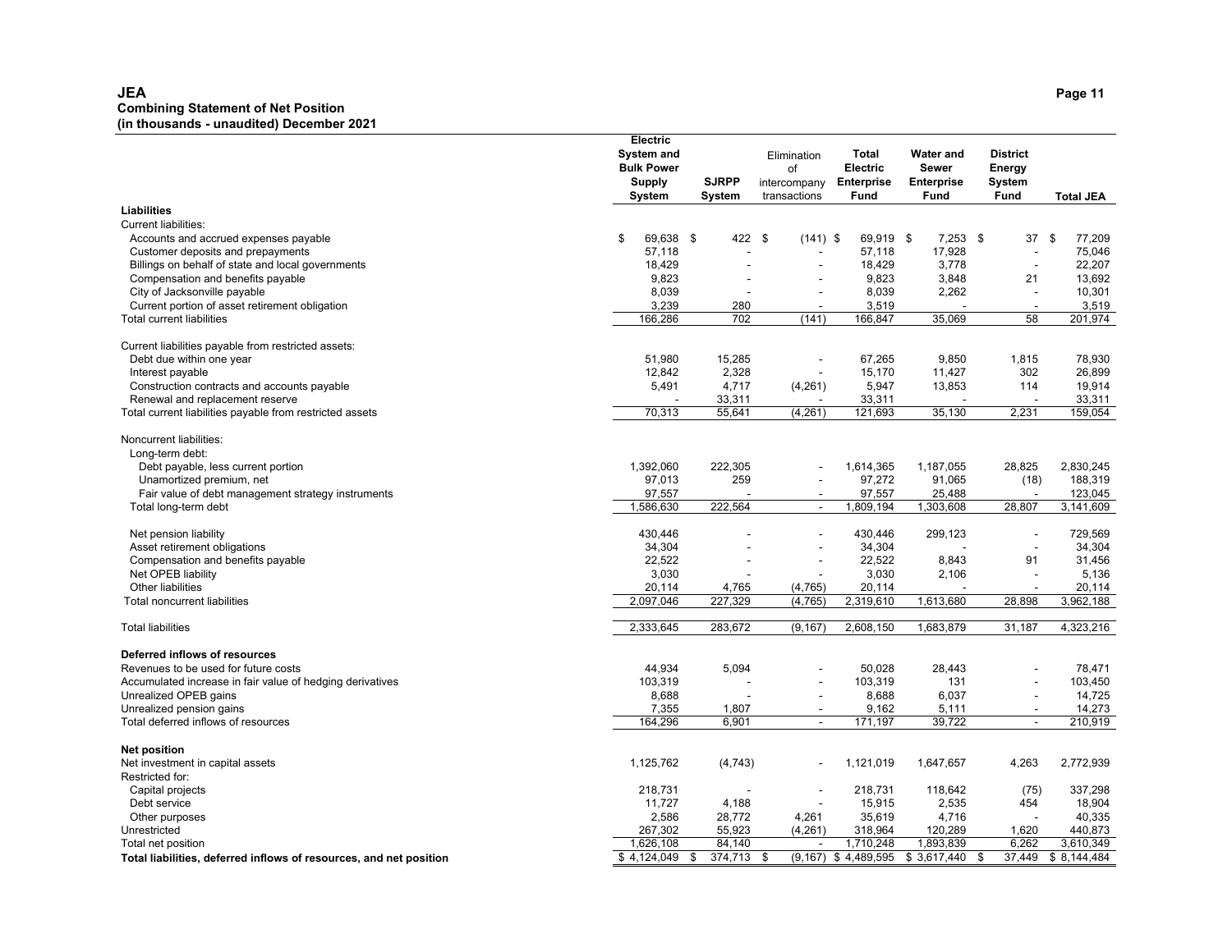**JEA**
**Combining Statement of Net Position**
**(in thousands - unaudited) December 2021**

| | Electric System and Bulk Power Supply System | SJRPP System | Elimination of intercompany transactions | Total Electric Enterprise Fund | Water and Sewer Enterprise Fund | District Energy System Fund | Total JEA |
|---|---|---|---|---|---|---|---|
| **Liabilities** | | | | | | | |
| Current liabilities: | | | | | | | |
| Accounts and accrued expenses payable | $ 69,638 | $ 422 | $ (141) | $ 69,919 | $ 7,253 | $ 37 | $ 77,209 |
| Customer deposits and prepayments | 57,118 | - | - | 57,118 | 17,928 | - | 75,046 |
| Billings on behalf of state and local governments | 18,429 | - | - | 18,429 | 3,778 | - | 22,207 |
| Compensation and benefits payable | 9,823 | - | - | 9,823 | 3,848 | 21 | 13,692 |
| City of Jacksonville payable | 8,039 | - | - | 8,039 | 2,262 | - | 10,301 |
| Current portion of asset retirement obligation | 3,239 | 280 | - | 3,519 | - | - | 3,519 |
| Total current liabilities | 166,286 | 702 | (141) | 166,847 | 35,069 | 58 | 201,974 |
| | | | | | | | |
| Current liabilities payable from restricted assets: | | | | | | | |
| Debt due within one year | 51,980 | 15,285 | - | 67,265 | 9,850 | 1,815 | 78,930 |
| Interest payable | 12,842 | 2,328 | - | 15,170 | 11,427 | 302 | 26,899 |
| Construction contracts and accounts payable | 5,491 | 4,717 | (4,261) | 5,947 | 13,853 | 114 | 19,914 |
| Renewal and replacement reserve | - | 33,311 | - | 33,311 | - | - | 33,311 |
| Total current liabilities payable from restricted assets | 70,313 | 55,641 | (4,261) | 121,693 | 35,130 | 2,231 | 159,054 |
| | | | | | | | |
| Noncurrent liabilities: | | | | | | | |
| Long-term debt: | | | | | | | |
| Debt payable, less current portion | 1,392,060 | 222,305 | - | 1,614,365 | 1,187,055 | 28,825 | 2,830,245 |
| Unamortized premium, net | 97,013 | 259 | - | 97,272 | 91,065 | (18) | 188,319 |
| Fair value of debt management strategy instruments | 97,557 | - | - | 97,557 | 25,488 | - | 123,045 |
| Total long-term debt | 1,586,630 | 222,564 | - | 1,809,194 | 1,303,608 | 28,807 | 3,141,609 |
| | | | | | | | |
| Net pension liability | 430,446 | - | - | 430,446 | 299,123 | - | 729,569 |
| Asset retirement obligations | 34,304 | - | - | 34,304 | - | - | 34,304 |
| Compensation and benefits payable | 22,522 | - | - | 22,522 | 8,843 | 91 | 31,456 |
| Net OPEB liability | 3,030 | - | - | 3,030 | 2,106 | - | 5,136 |
| Other liabilities | 20,114 | 4,765 | (4,765) | 20,114 | - | - | 20,114 |
| Total noncurrent liabilities | 2,097,046 | 227,329 | (4,765) | 2,319,610 | 1,613,680 | 28,898 | 3,962,188 |
| | | | | | | | |
| Total liabilities | 2,333,645 | 283,672 | (9,167) | 2,608,150 | 1,683,879 | 31,187 | 4,323,216 |
| | | | | | | | |
| **Deferred inflows of resources** | | | | | | | |
| Revenues to be used for future costs | 44,934 | 5,094 | - | 50,028 | 28,443 | - | 78,471 |
| Accumulated increase in fair value of hedging derivatives | 103,319 | - | - | 103,319 | 131 | - | 103,450 |
| Unrealized OPEB gains | 8,688 | - | - | 8,688 | 6,037 | - | 14,725 |
| Unrealized pension gains | 7,355 | 1,807 | - | 9,162 | 5,111 | - | 14,273 |
| Total deferred inflows of resources | 164,296 | 6,901 | - | 171,197 | 39,722 | - | 210,919 |
| | | | | | | | |
| **Net position** | | | | | | | |
| Net investment in capital assets | 1,125,762 | (4,743) | - | 1,121,019 | 1,647,657 | 4,263 | 2,772,939 |
| Restricted for: | | | | | | | |
| Capital projects | 218,731 | - | - | 218,731 | 118,642 | (75) | 337,298 |
| Debt service | 11,727 | 4,188 | - | 15,915 | 2,535 | 454 | 18,904 |
| Other purposes | 2,586 | 28,772 | 4,261 | 35,619 | 4,716 | - | 40,335 |
| Unrestricted | 267,302 | 55,923 | (4,261) | 318,964 | 120,289 | 1,620 | 440,873 |
| Total net position | 1,626,108 | 84,140 | - | 1,710,248 | 1,893,839 | 6,262 | 3,610,349 |
| **Total liabilities, deferred inflows of resources, and net position** | $ 4,124,049 | $ 374,713 | $ (9,167) | $ 4,489,595 | $ 3,617,440 | $ 37,449 | $ 8,144,484 |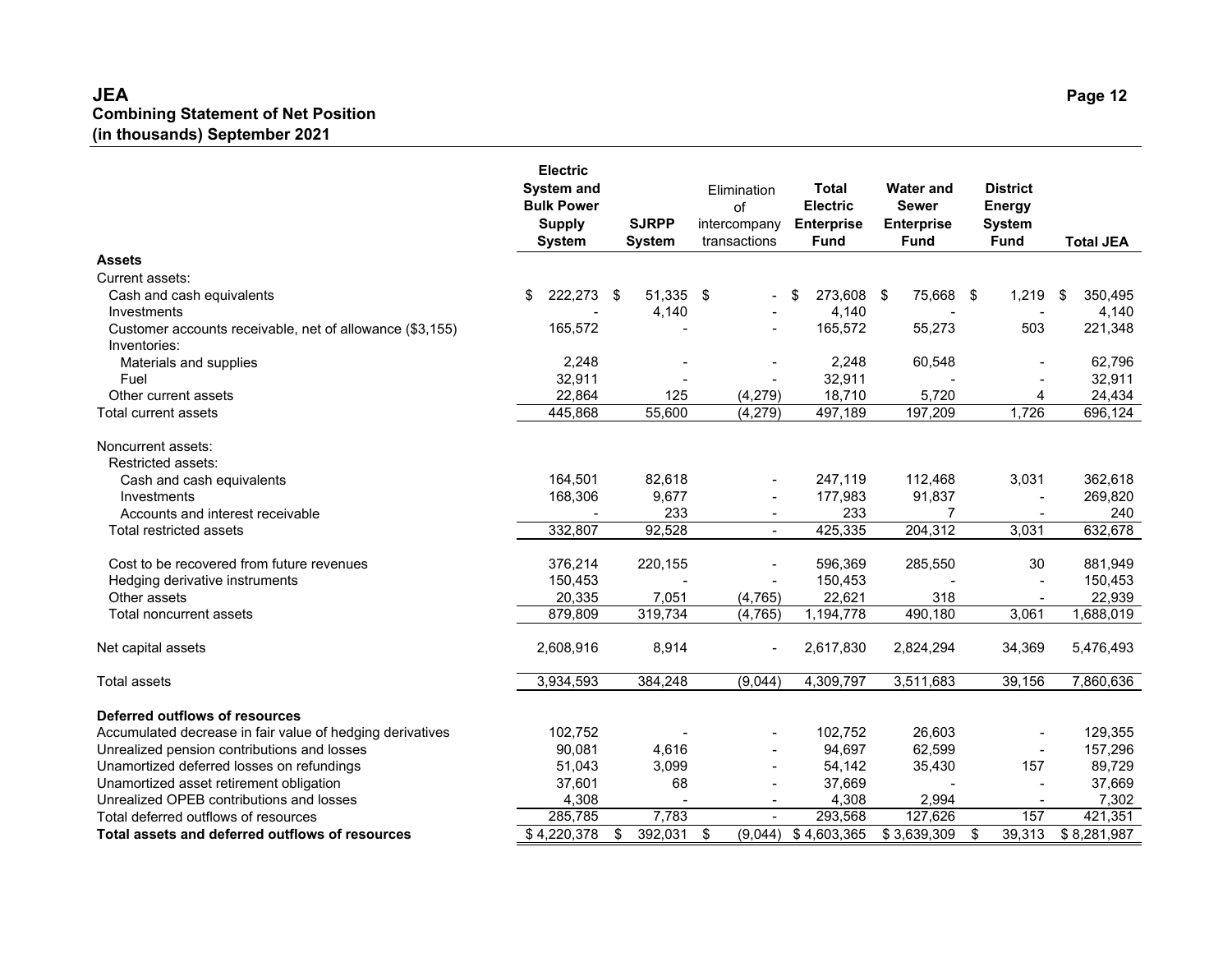# JEA
## Combining Statement of Net Position
## (in thousands) September 2021

| | Electric System and Bulk Power Supply System | SJRPP System | Elimination of intercompany transactions | Total Electric Enterprise Fund | Water and Sewer Enterprise Fund | District Energy System Fund | Total JEA |
|---|---|---|---|---|---|---|---|
| **Assets** | | | | | | | |
| Current assets: | | | | | | | |
| Cash and cash equivalents | $ 222,273 | $ 51,335 | $ - | $ 273,608 | $ 75,668 | $ 1,219 | $ 350,495 |
| Investments | - | 4,140 | - | 4,140 | - | - | 4,140 |
| Customer accounts receivable, net of allowance ($3,155) | 165,572 | - | - | 165,572 | 55,273 | 503 | 221,348 |
| Inventories: | | | | | | | |
| Materials and supplies | 2,248 | - | - | 2,248 | 60,548 | - | 62,796 |
| Fuel | 32,911 | - | - | 32,911 | - | - | 32,911 |
| Other current assets | 22,864 | 125 | (4,279) | 18,710 | 5,720 | 4 | 24,434 |
| Total current assets | 445,868 | 55,600 | (4,279) | 497,189 | 197,209 | 1,726 | 696,124 |
| Noncurrent assets: | | | | | | | |
| Restricted assets: | | | | | | | |
| Cash and cash equivalents | 164,501 | 82,618 | - | 247,119 | 112,468 | 3,031 | 362,618 |
| Investments | 168,306 | 9,677 | - | 177,983 | 91,837 | - | 269,820 |
| Accounts and interest receivable | - | 233 | - | 233 | 7 | - | 240 |
| Total restricted assets | 332,807 | 92,528 | - | 425,335 | 204,312 | 3,031 | 632,678 |
| Cost to be recovered from future revenues | 376,214 | 220,155 | - | 596,369 | 285,550 | 30 | 881,949 |
| Hedging derivative instruments | 150,453 | - | - | 150,453 | - | - | 150,453 |
| Other assets | 20,335 | 7,051 | (4,765) | 22,621 | 318 | - | 22,939 |
| Total noncurrent assets | 879,809 | 319,734 | (4,765) | 1,194,778 | 490,180 | 3,061 | 1,688,019 |
| Net capital assets | 2,608,916 | 8,914 | - | 2,617,830 | 2,824,294 | 34,369 | 5,476,493 |
| Total assets | 3,934,593 | 384,248 | (9,044) | 4,309,797 | 3,511,683 | 39,156 | 7,860,636 |
| **Deferred outflows of resources** | | | | | | | |
| Accumulated decrease in fair value of hedging derivatives | 102,752 | - | - | 102,752 | 26,603 | - | 129,355 |
| Unrealized pension contributions and losses | 90,081 | 4,616 | - | 94,697 | 62,599 | - | 157,296 |
| Unamortized deferred losses on refundings | 51,043 | 3,099 | - | 54,142 | 35,430 | 157 | 89,729 |
| Unamortized asset retirement obligation | 37,601 | 68 | - | 37,669 | - | - | 37,669 |
| Unrealized OPEB contributions and losses | 4,308 | - | - | 4,308 | 2,994 | - | 7,302 |
| Total deferred outflows of resources | 285,785 | 7,783 | - | 293,568 | 127,626 | 157 | 421,351 |
| **Total assets and deferred outflows of resources** | $ 4,220,378 | $ 392,031 | $ (9,044) | $ 4,603,365 | $ 3,639,309 | $ 39,313 | $ 8,281,987 |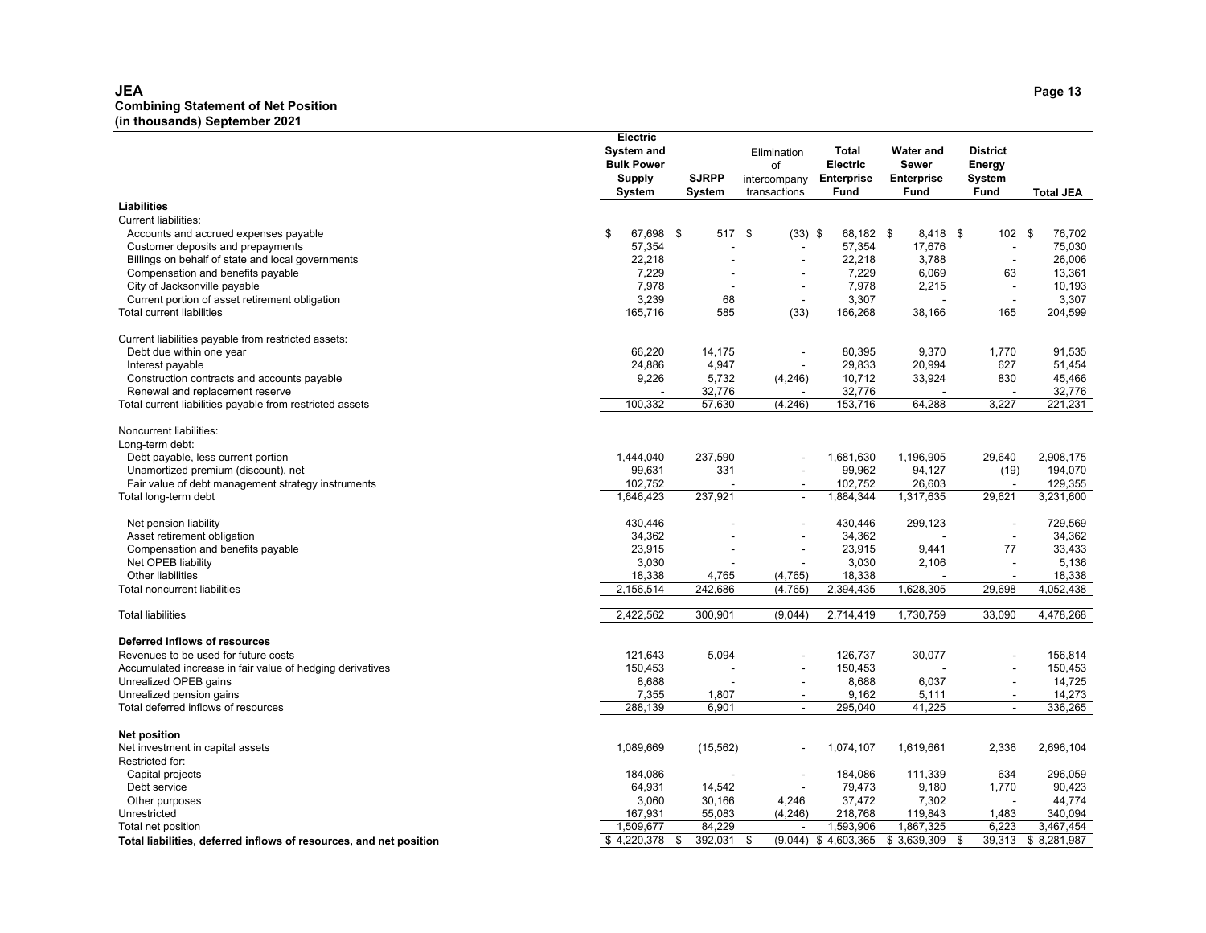**JEA**
**Combining Statement of Net Position**
**(in thousands) September 2021**

| | Electric System and Bulk Power Supply System | SJRPP System | Elimination of intercompany transactions | Total Electric Enterprise Fund | Water and Sewer Enterprise Fund | District Energy System Fund | Total JEA |
|---|---|---|---|---|---|---|---|
| **Liabilities** | | | | | | | |
| Current liabilities: | | | | | | | |
| Accounts and accrued expenses payable | $ 67,698 | $ 517 | $ (33) | $ 68,182 | $ 8,418 | $ 102 | $ 76,702 |
| Customer deposits and prepayments | 57,354 | - | - | 57,354 | 17,676 | - | 75,030 |
| Billings on behalf of state and local governments | 22,218 | - | - | 22,218 | 3,788 | - | 26,006 |
| Compensation and benefits payable | 7,229 | - | - | 7,229 | 6,069 | 63 | 13,361 |
| City of Jacksonville payable | 7,978 | - | - | 7,978 | 2,215 | - | 10,193 |
| Current portion of asset retirement obligation | 3,239 | 68 | - | 3,307 | - | - | 3,307 |
| Total current liabilities | 165,716 | 585 | (33) | 166,268 | 38,166 | 165 | 204,599 |
| | | | | | | | |
| Current liabilities payable from restricted assets: | | | | | | | |
| Debt due within one year | 66,220 | 14,175 | - | 80,395 | 9,370 | 1,770 | 91,535 |
| Interest payable | 24,886 | 4,947 | - | 29,833 | 20,994 | 627 | 51,454 |
| Construction contracts and accounts payable | 9,226 | 5,732 | (4,246) | 10,712 | 33,924 | 830 | 45,466 |
| Renewal and replacement reserve | - | 32,776 | - | 32,776 | - | - | 32,776 |
| Total current liabilities payable from restricted assets | 100,332 | 57,630 | (4,246) | 153,716 | 64,288 | 3,227 | 221,231 |
| | | | | | | | |
| Noncurrent liabilities: | | | | | | | |
| Long-term debt: | | | | | | | |
| Debt payable, less current portion | 1,444,040 | 237,590 | - | 1,681,630 | 1,196,905 | 29,640 | 2,908,175 |
| Unamortized premium (discount), net | 99,631 | 331 | - | 99,962 | 94,127 | (19) | 194,070 |
| Fair value of debt management strategy instruments | 102,752 | - | - | 102,752 | 26,603 | - | 129,355 |
| Total long-term debt | 1,646,423 | 237,921 | - | 1,884,344 | 1,317,635 | 29,621 | 3,231,600 |
| | | | | | | | |
| Net pension liability | 430,446 | - | - | 430,446 | 299,123 | - | 729,569 |
| Asset retirement obligation | 34,362 | - | - | 34,362 | - | - | 34,362 |
| Compensation and benefits payable | 23,915 | - | - | 23,915 | 9,441 | 77 | 33,433 |
| Net OPEB liability | 3,030 | - | - | 3,030 | 2,106 | - | 5,136 |
| Other liabilities | 18,338 | 4,765 | (4,765) | 18,338 | - | - | 18,338 |
| Total noncurrent liabilities | 2,156,514 | 242,686 | (4,765) | 2,394,435 | 1,628,305 | 29,698 | 4,052,438 |
| | | | | | | | |
| Total liabilities | 2,422,562 | 300,901 | (9,044) | 2,714,419 | 1,730,759 | 33,090 | 4,478,268 |
| | | | | | | | |
| **Deferred inflows of resources** | | | | | | | |
| Revenues to be used for future costs | 121,643 | 5,094 | - | 126,737 | 30,077 | - | 156,814 |
| Accumulated increase in fair value of hedging derivatives | 150,453 | - | - | 150,453 | - | - | 150,453 |
| Unrealized OPEB gains | 8,688 | - | - | 8,688 | 6,037 | - | 14,725 |
| Unrealized pension gains | 7,355 | 1,807 | - | 9,162 | 5,111 | - | 14,273 |
| Total deferred inflows of resources | 288,139 | 6,901 | - | 295,040 | 41,225 | - | 336,265 |
| | | | | | | | |
| **Net position** | | | | | | | |
| Net investment in capital assets | 1,089,669 | (15,562) | - | 1,074,107 | 1,619,661 | 2,336 | 2,696,104 |
| Restricted for: | | | | | | | |
| Capital projects | 184,086 | - | - | 184,086 | 111,339 | 634 | 296,059 |
| Debt service | 64,931 | 14,542 | - | 79,473 | 9,180 | 1,770 | 90,423 |
| Other purposes | 3,060 | 30,166 | 4,246 | 37,472 | 7,302 | - | 44,774 |
| Unrestricted | 167,931 | 55,083 | (4,246) | 218,768 | 119,843 | 1,483 | 340,094 |
| Total net position | 1,509,677 | 84,229 | - | 1,593,906 | 1,867,325 | 6,223 | 3,467,454 |
| **Total liabilities, deferred inflows of resources, and net position** | $ 4,220,378 | $ 392,031 | $ (9,044) | $ 4,603,365 | $ 3,639,309 | $ 39,313 | $ 8,281,987 |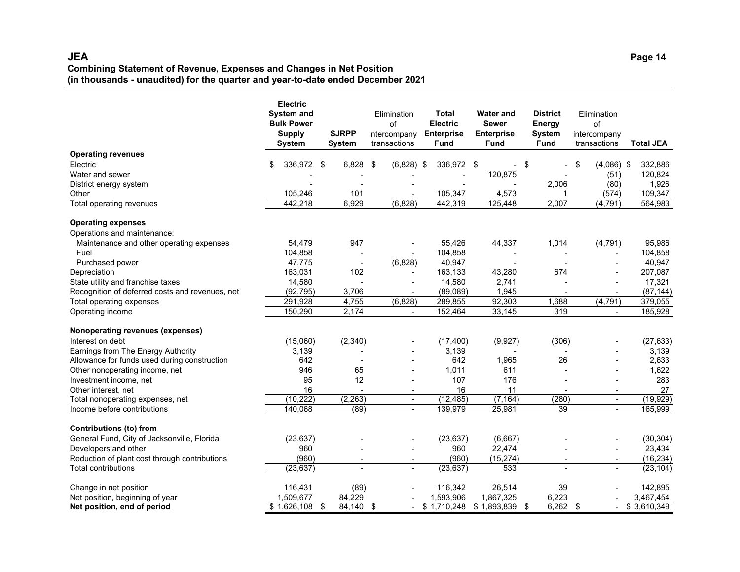# JEA

**Combining Statement of Revenue, Expenses and Changes in Net Position**
**(in thousands - unaudited) for the quarter and year-to-date ended December 2021**

| | Electric System and Bulk Power Supply System | SJRPP System | Elimination of intercompany transactions | Total Electric Enterprise Fund | Water and Sewer Enterprise Fund | District Energy System Fund | Elimination of intercompany transactions | Total JEA |
|---|---|---|---|---|---|---|---|---|
| **Operating revenues** | | | | | | | | |
| Electric | $ 336,972 | $ 6,828 | $ (6,828) | $ 336,972 | $ - | $ - | $ (4,086) | $ 332,886 |
| Water and sewer | - | - | - | - | 120,875 | - | (51) | 120,824 |
| District energy system | - | - | - | - | - | 2,006 | (80) | 1,926 |
| Other | 105,246 | 101 | - | 105,347 | 4,573 | 1 | (574) | 109,347 |
| Total operating revenues | 442,218 | 6,929 | (6,828) | 442,319 | 125,448 | 2,007 | (4,791) | 564,983 |
| **Operating expenses** | | | | | | | | |
| Operations and maintenance: | | | | | | | | |
| Maintenance and other operating expenses | 54,479 | 947 | - | 55,426 | 44,337 | 1,014 | (4,791) | 95,986 |
| Fuel | 104,858 | - | - | 104,858 | - | - | - | 104,858 |
| Purchased power | 47,775 | - | (6,828) | 40,947 | - | - | - | 40,947 |
| Depreciation | 163,031 | 102 | - | 163,133 | 43,280 | 674 | - | 207,087 |
| State utility and franchise taxes | 14,580 | - | - | 14,580 | 2,741 | - | - | 17,321 |
| Recognition of deferred costs and revenues, net | (92,795) | 3,706 | - | (89,089) | 1,945 | - | - | (87,144) |
| Total operating expenses | 291,928 | 4,755 | (6,828) | 289,855 | 92,303 | 1,688 | (4,791) | 379,055 |
| Operating income | 150,290 | 2,174 | - | 152,464 | 33,145 | 319 | - | 185,928 |
| **Nonoperating revenues (expenses)** | | | | | | | | |
| Interest on debt | (15,060) | (2,340) | - | (17,400) | (9,927) | (306) | - | (27,633) |
| Earnings from The Energy Authority | 3,139 | - | - | 3,139 | - | - | - | 3,139 |
| Allowance for funds used during construction | 642 | - | - | 642 | 1,965 | 26 | - | 2,633 |
| Other nonoperating income, net | 946 | 65 | - | 1,011 | 611 | - | - | 1,622 |
| Investment income, net | 95 | 12 | - | 107 | 176 | - | - | 283 |
| Other interest, net | 16 | - | - | 16 | 11 | - | - | 27 |
| Total nonoperating expenses, net | (10,222) | (2,263) | - | (12,485) | (7,164) | (280) | - | (19,929) |
| Income before contributions | 140,068 | (89) | - | 139,979 | 25,981 | 39 | - | 165,999 |
| **Contributions (to) from** | | | | | | | | |
| General Fund, City of Jacksonville, Florida | (23,637) | - | - | (23,637) | (6,667) | - | - | (30,304) |
| Developers and other | 960 | - | - | 960 | 22,474 | - | - | 23,434 |
| Reduction of plant cost through contributions | (960) | - | - | (960) | (15,274) | - | - | (16,234) |
| Total contributions | (23,637) | - | - | (23,637) | 533 | - | - | (23,104) |
| Change in net position | 116,431 | (89) | - | 116,342 | 26,514 | 39 | - | 142,895 |
| Net position, beginning of year | 1,509,677 | 84,229 | - | 1,593,906 | 1,867,325 | 6,223 | - | 3,467,454 |
| **Net position, end of period** | $ 1,626,108 | $ 84,140 | $ - | $ 1,710,248 | $ 1,893,839 | $ 6,262 | $ - | $ 3,610,349 |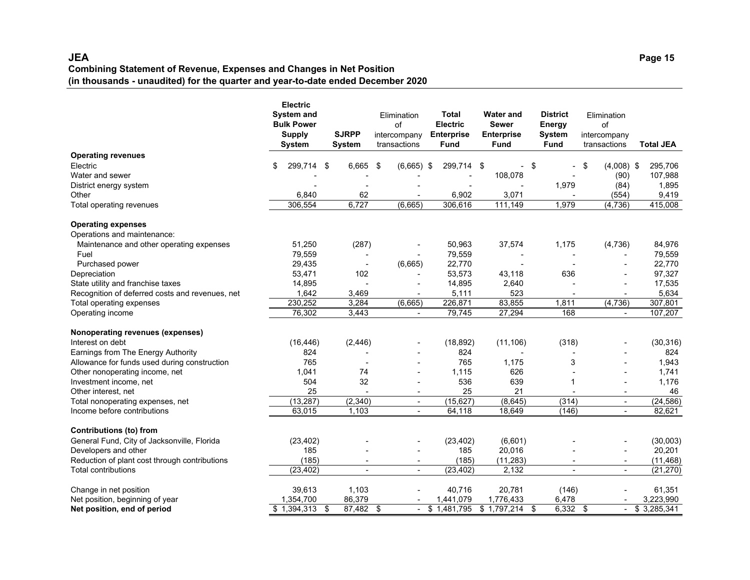# JEA

## Combining Statement of Revenue, Expenses and Changes in Net Position
## (in thousands - unaudited) for the quarter and year-to-date ended December 2020

| | Electric System and Bulk Power Supply System | SJRPP System | Elimination of intercompany transactions | Total Electric Enterprise Fund | Water and Sewer Enterprise Fund | District Energy System Fund | Elimination of intercompany transactions | Total JEA |
|---|---|---|---|---|---|---|---|---|
| **Operating revenues** | | | | | | | | |
| Electric | $ 299,714 | $ 6,665 | $ (6,665) | $ 299,714 | $ - | $ - | $ (4,008) | $ 295,706 |
| Water and sewer | - | - | - | - | 108,078 | - | (90) | 107,988 |
| District energy system | - | - | - | - | - | 1,979 | (84) | 1,895 |
| Other | 6,840 | 62 | - | 6,902 | 3,071 | - | (554) | 9,419 |
| Total operating revenues | 306,554 | 6,727 | (6,665) | 306,616 | 111,149 | 1,979 | (4,736) | 415,008 |
| **Operating expenses** | | | | | | | | |
| Operations and maintenance: | | | | | | | | |
| Maintenance and other operating expenses | 51,250 | (287) | - | 50,963 | 37,574 | 1,175 | (4,736) | 84,976 |
| Fuel | 79,559 | - | - | 79,559 | - | - | - | 79,559 |
| Purchased power | 29,435 | - | (6,665) | 22,770 | - | - | - | 22,770 |
| Depreciation | 53,471 | 102 | - | 53,573 | 43,118 | 636 | - | 97,327 |
| State utility and franchise taxes | 14,895 | - | - | 14,895 | 2,640 | - | - | 17,535 |
| Recognition of deferred costs and revenues, net | 1,642 | 3,469 | - | 5,111 | 523 | - | - | 5,634 |
| Total operating expenses | 230,252 | 3,284 | (6,665) | 226,871 | 83,855 | 1,811 | (4,736) | 307,801 |
| Operating income | 76,302 | 3,443 | - | 79,745 | 27,294 | 168 | - | 107,207 |
| **Nonoperating revenues (expenses)** | | | | | | | | |
| Interest on debt | (16,446) | (2,446) | - | (18,892) | (11,106) | (318) | - | (30,316) |
| Earnings from The Energy Authority | 824 | - | - | 824 | - | - | - | 824 |
| Allowance for funds used during construction | 765 | - | - | 765 | 1,175 | 3 | - | 1,943 |
| Other nonoperating income, net | 1,041 | 74 | - | 1,115 | 626 | - | - | 1,741 |
| Investment income, net | 504 | 32 | - | 536 | 639 | 1 | - | 1,176 |
| Other interest, net | 25 | - | - | 25 | 21 | - | - | 46 |
| Total nonoperating expenses, net | (13,287) | (2,340) | - | (15,627) | (8,645) | (314) | - | (24,586) |
| Income before contributions | 63,015 | 1,103 | - | 64,118 | 18,649 | (146) | - | 82,621 |
| **Contributions (to) from** | | | | | | | | |
| General Fund, City of Jacksonville, Florida | (23,402) | - | - | (23,402) | (6,601) | - | - | (30,003) |
| Developers and other | 185 | - | - | 185 | 20,016 | - | - | 20,201 |
| Reduction of plant cost through contributions | (185) | - | - | (185) | (11,283) | - | - | (11,468) |
| Total contributions | (23,402) | - | - | (23,402) | 2,132 | - | - | (21,270) |
| Change in net position | 39,613 | 1,103 | - | 40,716 | 20,781 | (146) | - | 61,351 |
| Net position, beginning of year | 1,354,700 | 86,379 | - | 1,441,079 | 1,776,433 | 6,478 | - | 3,223,990 |
| **Net position, end of period** | $ 1,394,313 | $ 87,482 | $ - | $ 1,481,795 | $ 1,797,214 | $ 6,332 | $ - | $ 3,285,341 |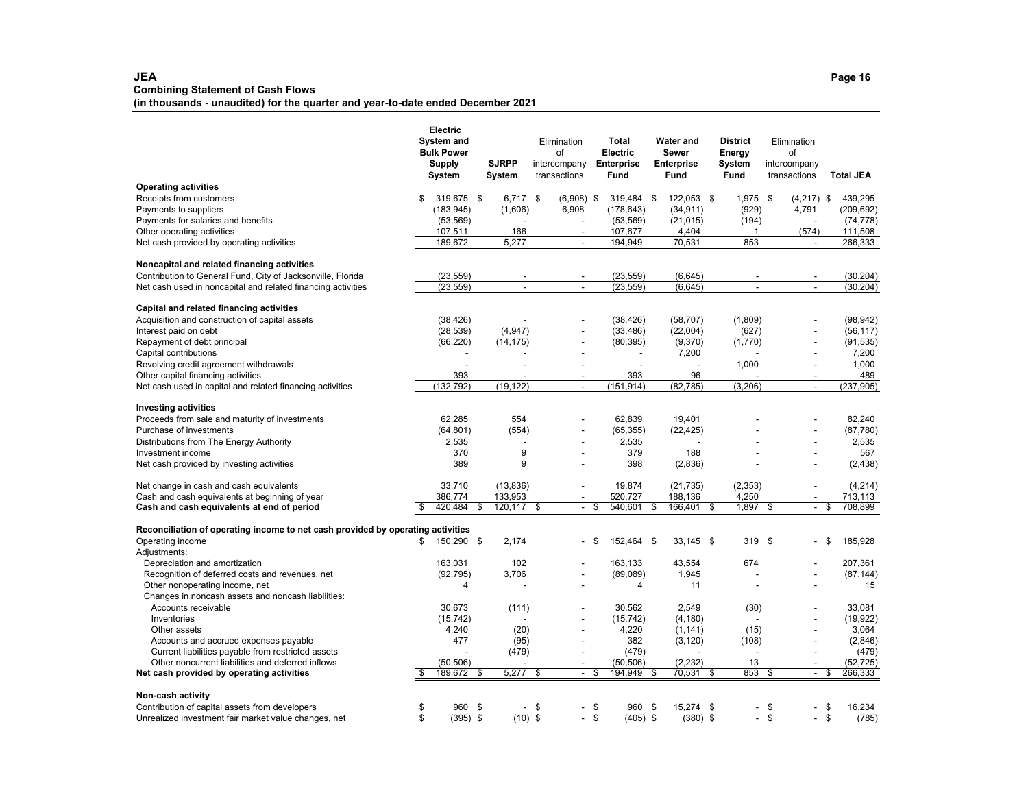**JEA**

**Combining Statement of Cash Flows**

**(in thousands - unaudited) for the quarter and year-to-date ended December 2021**

| | Electric System and Bulk Power Supply System | SJRPP System | Elimination of intercompany transactions | Total Electric Enterprise Fund | Water and Sewer Enterprise Fund | District Energy System Fund | Elimination of intercompany transactions | Total JEA |
|---|---|---|---|---|---|---|---|---|
| **Operating activities** | | | | | | | | |
| Receipts from customers | $ 319,675 | $ 6,717 | $ (6,908) | $ 319,484 | $ 122,053 | $ 1,975 | $ (4,217) | $ 439,295 |
| Payments to suppliers | (183,945) | (1,606) | 6,908 | (178,643) | (34,911) | (929) | 4,791 | (209,692) |
| Payments for salaries and benefits | (53,569) | - | - | (53,569) | (21,015) | (194) | - | (74,778) |
| Other operating activities | 107,511 | 166 | - | 107,677 | 4,404 | 1 | (574) | 111,508 |
| Net cash provided by operating activities | 189,672 | 5,277 | - | 194,949 | 70,531 | 853 | - | 266,333 |
| **Noncapital and related financing activities** | | | | | | | | |
| Contribution to General Fund, City of Jacksonville, Florida | (23,559) | - | - | (23,559) | (6,645) | - | - | (30,204) |
| Net cash used in noncapital and related financing activities | (23,559) | - | - | (23,559) | (6,645) | - | - | (30,204) |
| **Capital and related financing activities** | | | | | | | | |
| Acquisition and construction of capital assets | (38,426) | - | - | (38,426) | (58,707) | (1,809) | - | (98,942) |
| Interest paid on debt | (28,539) | (4,947) | - | (33,486) | (22,004) | (627) | - | (56,117) |
| Repayment of debt principal | (66,220) | (14,175) | - | (80,395) | (9,370) | (1,770) | - | (91,535) |
| Capital contributions | - | - | - | - | 7,200 | - | - | 7,200 |
| Revolving credit agreement withdrawals | - | - | - | - | - | 1,000 | - | 1,000 |
| Other capital financing activities | 393 | - | - | 393 | 96 | - | - | 489 |
| Net cash used in capital and related financing activities | (132,792) | (19,122) | - | (151,914) | (82,785) | (3,206) | - | (237,905) |
| **Investing activities** | | | | | | | | |
| Proceeds from sale and maturity of investments | 62,285 | 554 | - | 62,839 | 19,401 | - | - | 82,240 |
| Purchase of investments | (64,801) | (554) | - | (65,355) | (22,425) | - | - | (87,780) |
| Distributions from The Energy Authority | 2,535 | - | - | 2,535 | - | - | - | 2,535 |
| Investment income | 370 | 9 | - | 379 | 188 | - | - | 567 |
| Net cash provided by investing activities | 389 | 9 | - | 398 | (2,836) | - | - | (2,438) |
| Net change in cash and cash equivalents | 33,710 | (13,836) | - | 19,874 | (21,735) | (2,353) | - | (4,214) |
| Cash and cash equivalents at beginning of year | 386,774 | 133,953 | - | 520,727 | 188,136 | 4,250 | - | 713,113 |
| **Cash and cash equivalents at end of period** | $ 420,484 | $ 120,117 | $ - | $ 540,601 | $ 166,401 | $ 1,897 | $ - | $ 708,899 |
| **Reconciliation of operating income to net cash provided by operating activities** | | | | | | | | |
| Operating income | $ 150,290 | $ 2,174 | - | $ 152,464 | $ 33,145 | $ 319 | $ - | $ 185,928 |
| Adjustments: | | | | | | | | |
| Depreciation and amortization | 163,031 | 102 | - | 163,133 | 43,554 | 674 | - | 207,361 |
| Recognition of deferred costs and revenues, net | (92,795) | 3,706 | - | (89,089) | 1,945 | - | - | (87,144) |
| Other nonoperating income, net | 4 | - | - | 4 | 11 | - | - | 15 |
| Changes in noncash assets and noncash liabilities: | | | | | | | | |
| Accounts receivable | 30,673 | (111) | - | 30,562 | 2,549 | (30) | - | 33,081 |
| Inventories | (15,742) | - | - | (15,742) | (4,180) | - | - | (19,922) |
| Other assets | 4,240 | (20) | - | 4,220 | (1,141) | (15) | - | 3,064 |
| Accounts and accrued expenses payable | 477 | (95) | - | 382 | (3,120) | (108) | - | (2,846) |
| Current liabilities payable from restricted assets | - | (479) | - | (479) | - | - | - | (479) |
| Other noncurrent liabilities and deferred inflows | (50,506) | - | - | (50,506) | (2,232) | 13 | - | (52,725) |
| **Net cash provided by operating activities** | $ 189,672 | $ 5,277 | $ - | $ 194,949 | $ 70,531 | $ 853 | $ - | $ 266,333 |
| **Non-cash activity** | | | | | | | | |
| Contribution of capital assets from developers | $ 960 | $ - | $ - | $ 960 | $ 15,274 | $ - | $ - | $ 16,234 |
| Unrealized investment fair market value changes, net | $ (395) | $ (10) | $ - | $ (405) | $ (380) | $ - | $ - | $ (785) |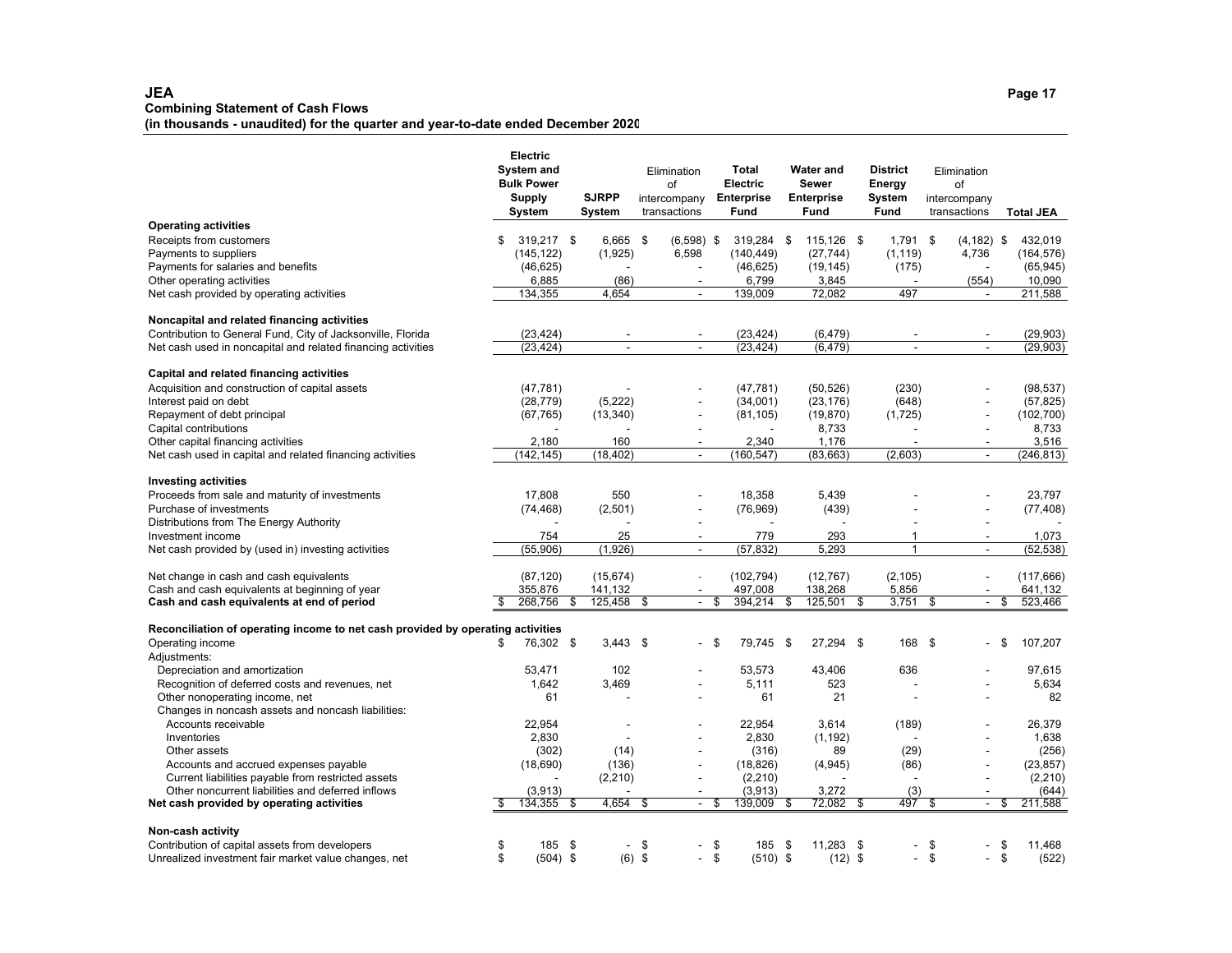# JEA

## Combining Statement of Cash Flows

### (in thousands - unaudited) for the quarter and year-to-date ended December 2020

| | Electric System and Bulk Power Supply System | SJRPP System | Elimination of intercompany transactions | Total Electric Enterprise Fund | Water and Sewer Enterprise Fund | District Energy System Fund | Elimination of intercompany transactions | Total JEA |
|---|---|---|---|---|---|---|---|---|
| **Operating activities** | | | | | | | | |
| Receipts from customers | $ 319,217 | $ 6,665 | $ (6,598) | $ 319,284 | $ 115,126 | $ 1,791 | $ (4,182) | $ 432,019 |
| Payments to suppliers | (145,122) | (1,925) | 6,598 | (140,449) | (27,744) | (1,119) | 4,736 | (164,576) |
| Payments for salaries and benefits | (46,625) | - | - | (46,625) | (19,145) | (175) | - | (65,945) |
| Other operating activities | 6,885 | (86) | - | 6,799 | 3,845 | - | (554) | 10,090 |
| Net cash provided by operating activities | 134,355 | 4,654 | - | 139,009 | 72,082 | 497 | - | 211,588 |
| **Noncapital and related financing activities** | | | | | | | | |
| Contribution to General Fund, City of Jacksonville, Florida | (23,424) | - | - | (23,424) | (6,479) | - | - | (29,903) |
| Net cash used in noncapital and related financing activities | (23,424) | - | - | (23,424) | (6,479) | - | - | (29,903) |
| **Capital and related financing activities** | | | | | | | | |
| Acquisition and construction of capital assets | (47,781) | - | - | (47,781) | (50,526) | (230) | - | (98,537) |
| Interest paid on debt | (28,779) | (5,222) | - | (34,001) | (23,176) | (648) | - | (57,825) |
| Repayment of debt principal | (67,765) | (13,340) | - | (81,105) | (19,870) | (1,725) | - | (102,700) |
| Capital contributions | - | - | - | - | 8,733 | - | - | 8,733 |
| Other capital financing activities | 2,180 | 160 | - | 2,340 | 1,176 | - | - | 3,516 |
| Net cash used in capital and related financing activities | (142,145) | (18,402) | - | (160,547) | (83,663) | (2,603) | - | (246,813) |
| **Investing activities** | | | | | | | | |
| Proceeds from sale and maturity of investments | 17,808 | 550 | - | 18,358 | 5,439 | - | - | 23,797 |
| Purchase of investments | (74,468) | (2,501) | - | (76,969) | (439) | - | - | (77,408) |
| Distributions from The Energy Authority | - | - | - | - | - | - | - | - |
| Investment income | 754 | 25 | - | 779 | 293 | 1 | - | 1,073 |
| Net cash provided by (used in) investing activities | (55,906) | (1,926) | - | (57,832) | 5,293 | 1 | - | (52,538) |
| Net change in cash and cash equivalents | (87,120) | (15,674) | - | (102,794) | (12,767) | (2,105) | - | (117,666) |
| Cash and cash equivalents at beginning of year | 355,876 | 141,132 | - | 497,008 | 138,268 | 5,856 | - | 641,132 |
| **Cash and cash equivalents at end of period** | $ 268,756 | $ 125,458 | $ - | $ 394,214 | $ 125,501 | $ 3,751 | $ - | $ 523,466 |
| **Reconciliation of operating income to net cash provided by operating activities** | | | | | | | | |
| Operating income | $ 76,302 | $ 3,443 | $ - | $ 79,745 | $ 27,294 | $ 168 | $ - | $ 107,207 |
| Adjustments: | | | | | | | | |
| Depreciation and amortization | 53,471 | 102 | - | 53,573 | 43,406 | 636 | - | 97,615 |
| Recognition of deferred costs and revenues, net | 1,642 | 3,469 | - | 5,111 | 523 | - | - | 5,634 |
| Other nonoperating income, net | 61 | - | - | 61 | 21 | - | - | 82 |
| Changes in noncash assets and noncash liabilities: | | | | | | | | |
| Accounts receivable | 22,954 | - | - | 22,954 | 3,614 | (189) | - | 26,379 |
| Inventories | 2,830 | - | - | 2,830 | (1,192) | - | - | 1,638 |
| Other assets | (302) | (14) | - | (316) | 89 | (29) | - | (256) |
| Accounts and accrued expenses payable | (18,690) | (136) | - | (18,826) | (4,945) | (86) | - | (23,857) |
| Current liabilities payable from restricted assets | - | (2,210) | - | (2,210) | - | - | - | (2,210) |
| Other noncurrent liabilities and deferred inflows | (3,913) | - | - | (3,913) | 3,272 | (3) | - | (644) |
| **Net cash provided by operating activities** | $ 134,355 | $ 4,654 | $ - | $ 139,009 | $ 72,082 | $ 497 | $ - | $ 211,588 |
| **Non-cash activity** | | | | | | | | |
| Contribution of capital assets from developers | $ 185 | $ - | $ - | $ 185 | $ 11,283 | $ - | $ - | $ 11,468 |
| Unrealized investment fair market value changes, net | $ (504) | $ (6) | $ - | $ (510) | $ (12) | $ - | $ - | $ (522) |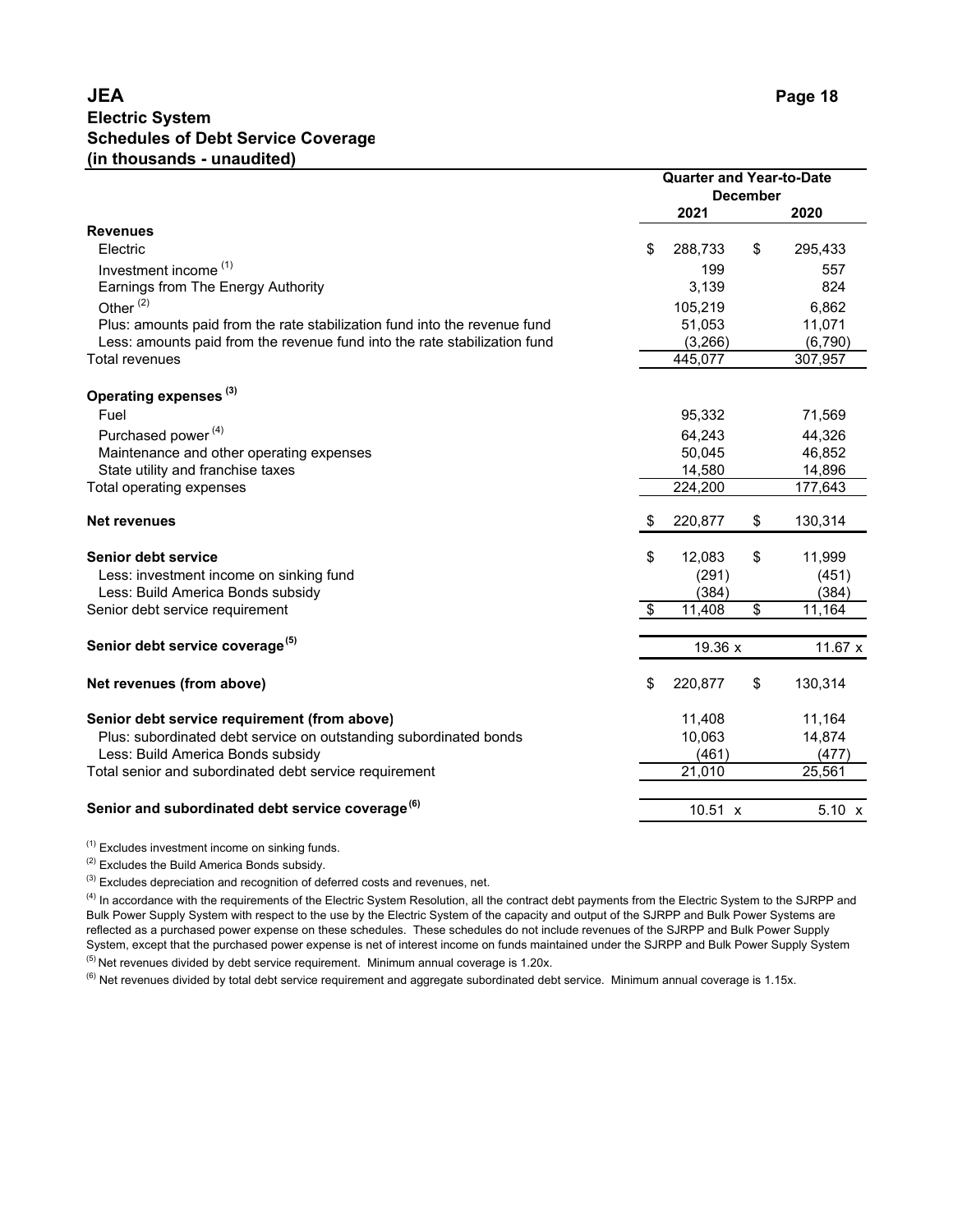# JEA

## Electric System
## Schedules of Debt Service Coverage
## (in thousands - unaudited)

| | Quarter and Year-to-Date December | |
|---|---|---|
| | 2021 | 2020 |
| **Revenues** | | |
| Electric | $ 288,733 | $ 295,433 |
| Investment income [(1)] | 199 | 557 |
| Earnings from The Energy Authority | 3,139 | 824 |
| Other [(2)] | 105,219 | 6,862 |
| Plus: amounts paid from the rate stabilization fund into the revenue fund | 51,053 | 11,071 |
| Less: amounts paid from the revenue fund into the rate stabilization fund | (3,266) | (6,790) |
| Total revenues | 445,077 | 307,957 |
| **Operating expenses [(3)]** | | |
| Fuel | 95,332 | 71,569 |
| Purchased power [(4)] | 64,243 | 44,326 |
| Maintenance and other operating expenses | 50,045 | 46,852 |
| State utility and franchise taxes | 14,580 | 14,896 |
| Total operating expenses | 224,200 | 177,643 |
| **Net revenues** | $ 220,877 | $ 130,314 |
| **Senior debt service** | $ 12,083 | $ 11,999 |
| Less: investment income on sinking fund | (291) | (451) |
| Less: Build America Bonds subsidy | (384) | (384) |
| Senior debt service requirement | $ 11,408 | $ 11,164 |
| **Senior debt service coverage [(5)]** | 19.36 x | 11.67 x |
| **Net revenues (from above)** | $ 220,877 | $ 130,314 |
| **Senior debt service requirement (from above)** | 11,408 | 11,164 |
| Plus: subordinated debt service on outstanding subordinated bonds | 10,063 | 14,874 |
| Less: Build America Bonds subsidy | (461) | (477) |
| Total senior and subordinated debt service requirement | 21,010 | 25,561 |
| **Senior and subordinated debt service coverage [(6)]** | 10.51 x | 5.10 x |

(1) Excludes investment income on sinking funds.

(2) Excludes the Build America Bonds subsidy.

(3) Excludes depreciation and recognition of deferred costs and revenues, net.

(4) In accordance with the requirements of the Electric System Resolution, all the contract debt payments from the Electric System to the SJRPP and Bulk Power Supply System with respect to the use by the Electric System of the capacity and output of the SJRPP and Bulk Power Systems are reflected as a purchased power expense on these schedules. These schedules do not include revenues of the SJRPP and Bulk Power Supply System, except that the purchased power expense is net of interest income on funds maintained under the SJRPP and Bulk Power Supply System

(5) Net revenues divided by debt service requirement. Minimum annual coverage is 1.20x.

(6) Net revenues divided by total debt service requirement and aggregate subordinated debt service. Minimum annual coverage is 1.15x.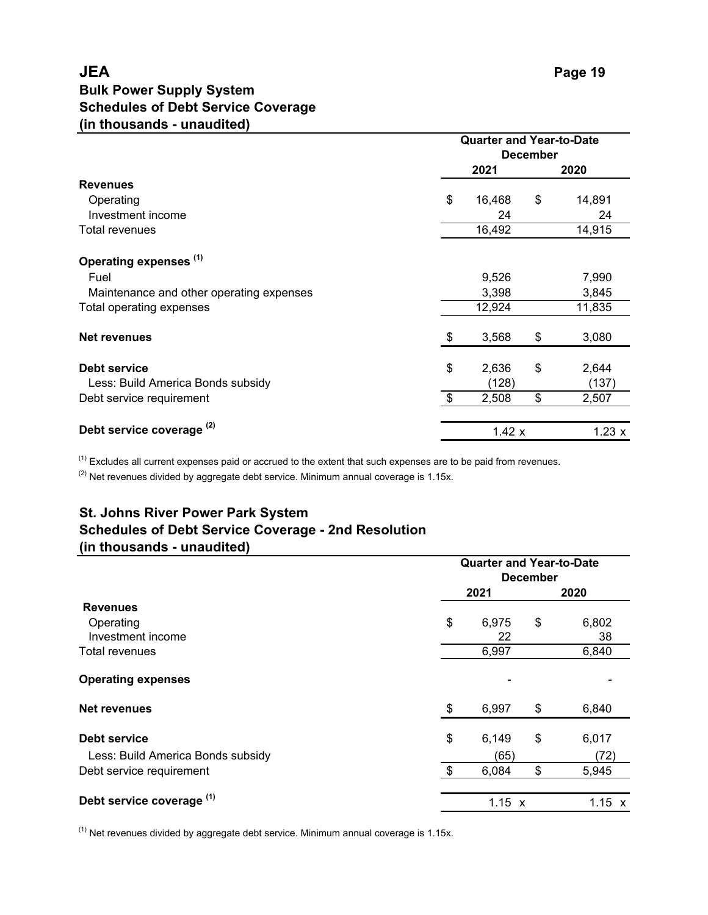# JEA

## Bulk Power Supply System
## Schedules of Debt Service Coverage
## (in thousands - unaudited)

| | Quarter and Year-to-Date December | |
|---|---|---|
| | 2021 | 2020 |
| **Revenues** | | |
| Operating | $ 16,468 | $ 14,891 |
| Investment income | 24 | 24 |
| Total revenues | 16,492 | 14,915 |
| **Operating expenses [1]** | | |
| Fuel | 9,526 | 7,990 |
| Maintenance and other operating expenses | 3,398 | 3,845 |
| Total operating expenses | 12,924 | 11,835 |
| **Net revenues** | $ 3,568 | $ 3,080 |
| **Debt service** | $ 2,636 | $ 2,644 |
| Less: Build America Bonds subsidy | (128) | (137) |
| Debt service requirement | $ 2,508 | $ 2,507 |
| **Debt service coverage [2]** | 1.42 x | 1.23 x |

[1] Excludes all current expenses paid or accrued to the extent that such expenses are to be paid from revenues.

[2] Net revenues divided by aggregate debt service. Minimum annual coverage is 1.15x.

## St. Johns River Power Park System
## Schedules of Debt Service Coverage - 2nd Resolution
## (in thousands - unaudited)

| | Quarter and Year-to-Date December | |
|---|---|---|
| | 2021 | 2020 |
| **Revenues** | | |
| Operating | $ 6,975 | $ 6,802 |
| Investment income | 22 | 38 |
| Total revenues | 6,997 | 6,840 |
| **Operating expenses** | - | - |
| **Net revenues** | $ 6,997 | $ 6,840 |
| **Debt service** | $ 6,149 | $ 6,017 |
| Less: Build America Bonds subsidy | (65) | (72) |
| Debt service requirement | $ 6,084 | $ 5,945 |
| **Debt service coverage [1]** | 1.15 x | 1.15 x |

[1] Net revenues divided by aggregate debt service. Minimum annual coverage is 1.15x.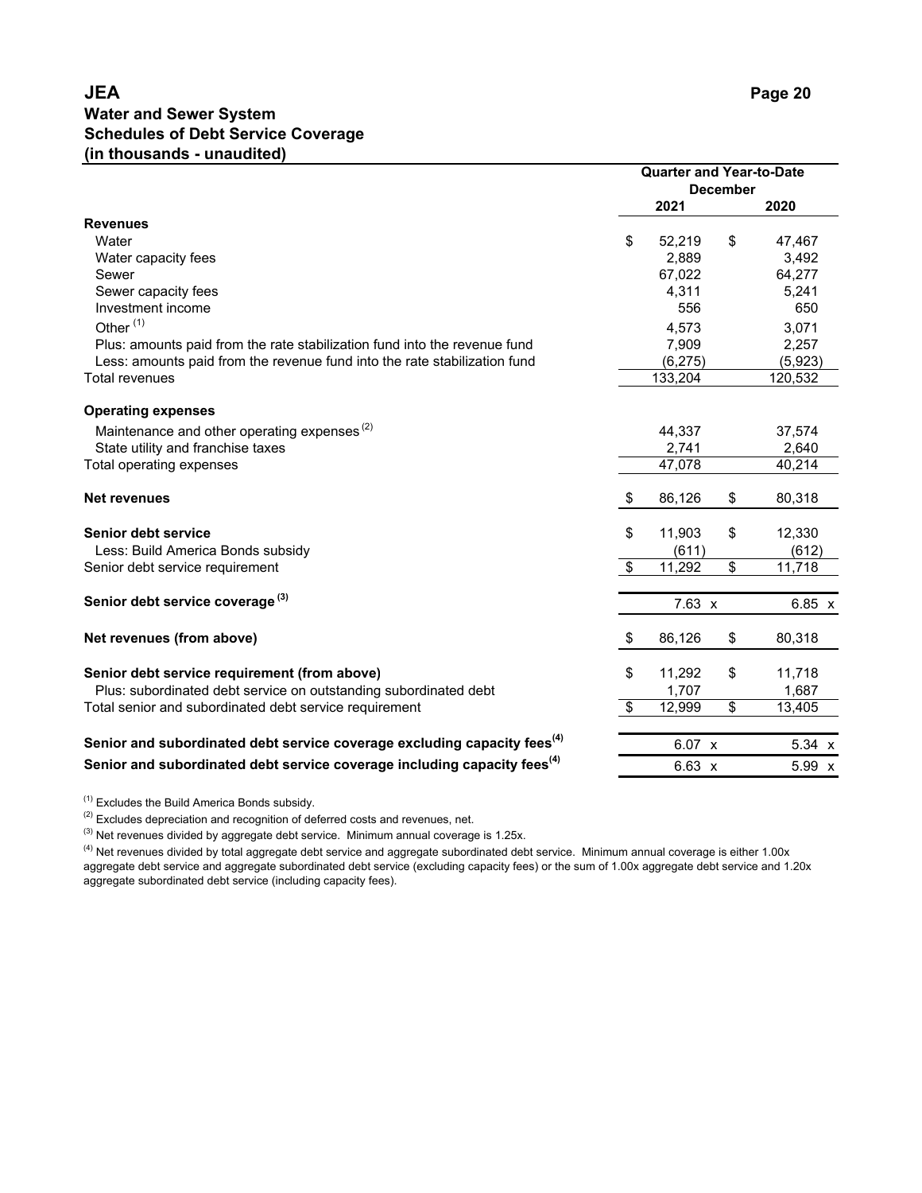# JEA

## Water and Sewer System
## Schedules of Debt Service Coverage
## (in thousands - unaudited)

| | Quarter and Year-to-Date December 2021 | Quarter and Year-to-Date December 2020 |
|---|---|---|
| **Revenues** | | |
| Water | $ 52,219 | $ 47,467 |
| Water capacity fees | 2,889 | 3,492 |
| Sewer | 67,022 | 64,277 |
| Sewer capacity fees | 4,311 | 5,241 |
| Investment income | 556 | 650 |
| Other [(1)] | 4,573 | 3,071 |
| Plus: amounts paid from the rate stabilization fund into the revenue fund | 7,909 | 2,257 |
| Less: amounts paid from the revenue fund into the rate stabilization fund | (6,275) | (5,923) |
| Total revenues | 133,204 | 120,532 |
| **Operating expenses** | | |
| Maintenance and other operating expenses [(2)] | 44,337 | 37,574 |
| State utility and franchise taxes | 2,741 | 2,640 |
| Total operating expenses | 47,078 | 40,214 |
| **Net revenues** | $ 86,126 | $ 80,318 |
| **Senior debt service** | $ 11,903 | $ 12,330 |
| Less: Build America Bonds subsidy | (611) | (612) |
| Senior debt service requirement | $ 11,292 | $ 11,718 |
| **Senior debt service coverage [(3)]** | 7.63 x | 6.85 x |
| **Net revenues (from above)** | $ 86,126 | $ 80,318 |
| **Senior debt service requirement (from above)** | $ 11,292 | $ 11,718 |
| Plus: subordinated debt service on outstanding subordinated debt | 1,707 | 1,687 |
| Total senior and subordinated debt service requirement | $ 12,999 | $ 13,405 |
| **Senior and subordinated debt service coverage excluding capacity fees[(4)]** | 6.07 x | 5.34 x |
| **Senior and subordinated debt service coverage including capacity fees[(4)]** | 6.63 x | 5.99 x |

[(1)] Excludes the Build America Bonds subsidy.

[(2)] Excludes depreciation and recognition of deferred costs and revenues, net.

[(3)] Net revenues divided by aggregate debt service. Minimum annual coverage is 1.25x.

[(4)] Net revenues divided by total aggregate debt service and aggregate subordinated debt service. Minimum annual coverage is either 1.00x aggregate debt service and aggregate subordinated debt service (excluding capacity fees) or the sum of 1.00x aggregate debt service and 1.20x aggregate subordinated debt service (including capacity fees).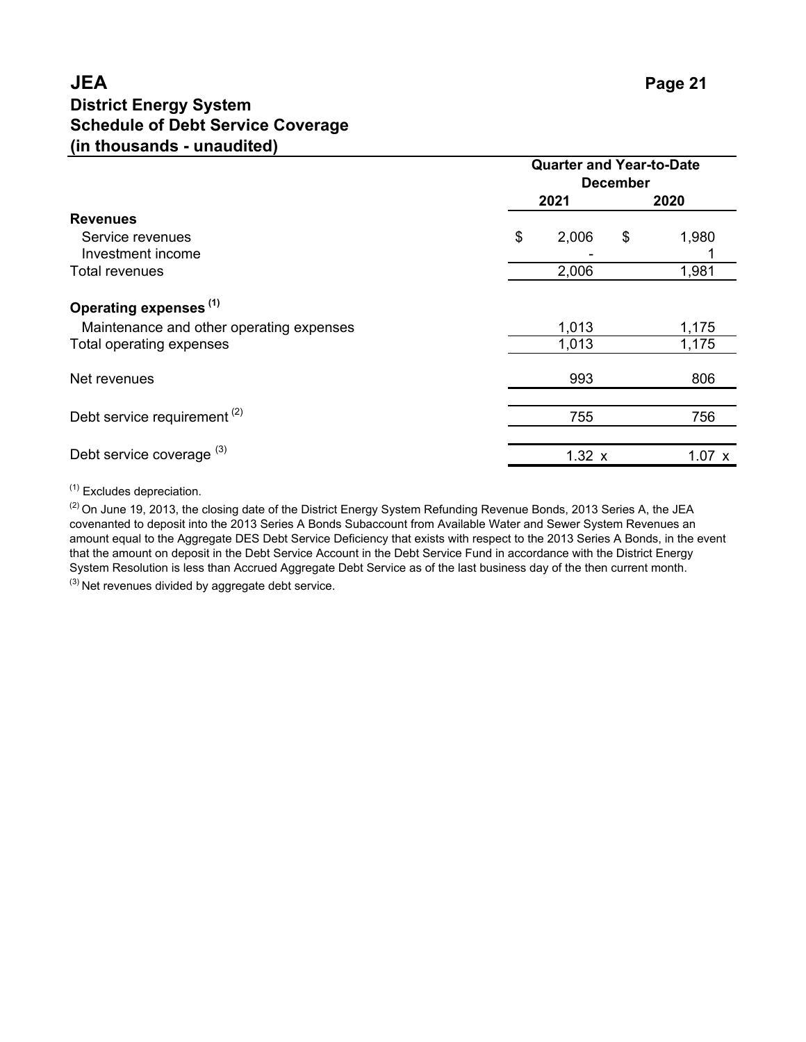# JEA

## District Energy System
## Schedule of Debt Service Coverage
## (in thousands - unaudited)

| | Quarter and Year-to-Date December | |
|---|---|---|
| | 2021 | 2020 |
| **Revenues** | | |
| Service revenues | $ 2,006 | $ 1,980 |
| Investment income | - | 1 |
| Total revenues | 2,006 | 1,981 |
| **Operating expenses** [(1)] | | |
| Maintenance and other operating expenses | 1,013 | 1,175 |
| Total operating expenses | 1,013 | 1,175 |
| Net revenues | 993 | 806 |
| Debt service requirement [(2)] | 755 | 756 |
| Debt service coverage [(3)] | 1.32 x | 1.07 x |

[(1)] Excludes depreciation.

[(2)] On June 19, 2013, the closing date of the District Energy System Refunding Revenue Bonds, 2013 Series A, the JEA covenanted to deposit into the 2013 Series A Bonds Subaccount from Available Water and Sewer System Revenues an amount equal to the Aggregate DES Debt Service Deficiency that exists with respect to the 2013 Series A Bonds, in the event that the amount on deposit in the Debt Service Account in the Debt Service Fund in accordance with the District Energy System Resolution is less than Accrued Aggregate Debt Service as of the last business day of the then current month.

[(3)] Net revenues divided by aggregate debt service.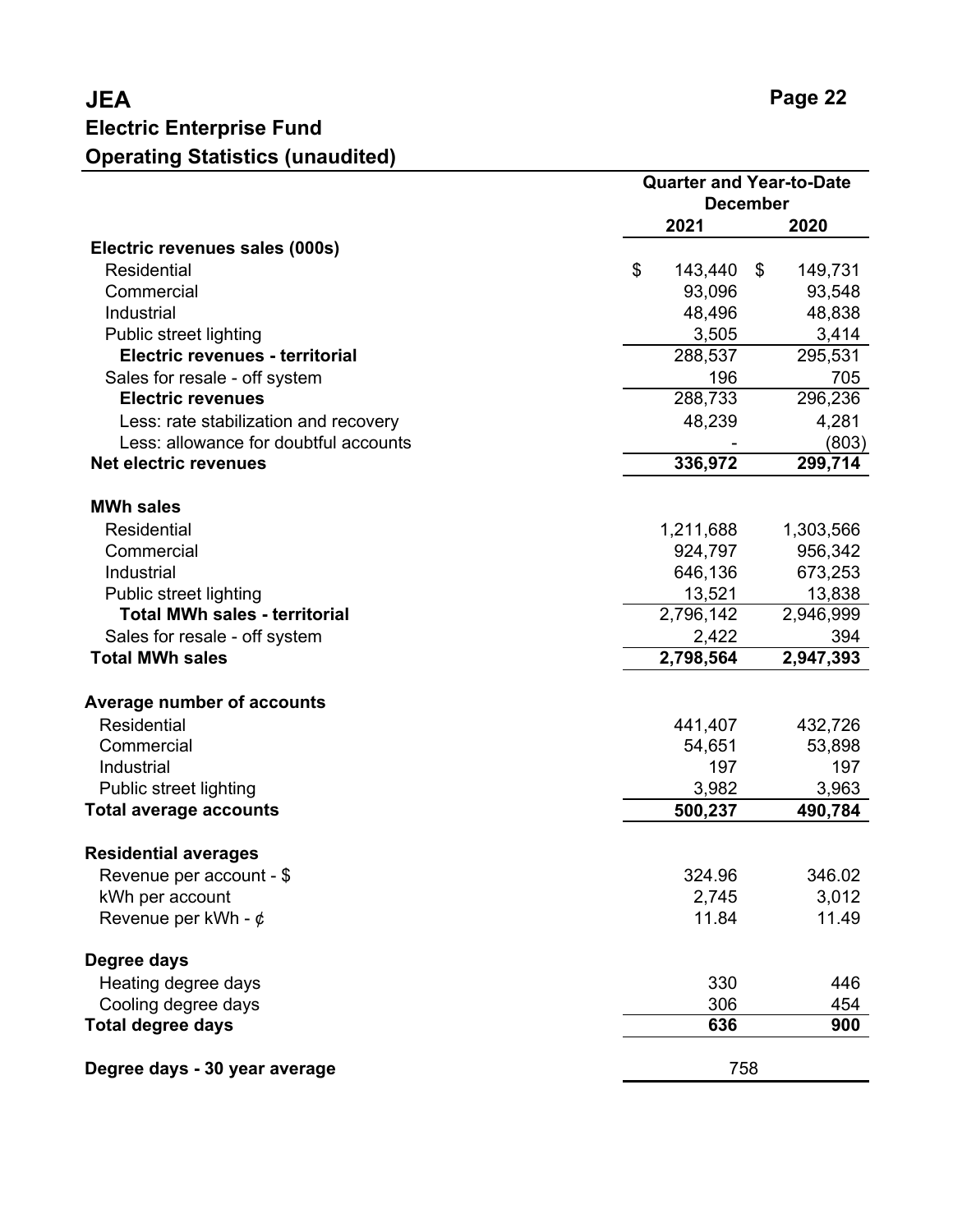# JEA

## Electric Enterprise Fund

## Operating Statistics (unaudited)

| | Quarter and Year-to-Date December | |
|---|---|---|
| | **2021** | **2020** |
| **Electric revenues sales (000s)** | | |
| Residential | $ 143,440 | $ 149,731 |
| Commercial | 93,096 | 93,548 |
| Industrial | 48,496 | 48,838 |
| Public street lighting | 3,505 | 3,414 |
| **Electric revenues - territorial** | 288,537 | 295,531 |
| Sales for resale - off system | 196 | 705 |
| **Electric revenues** | 288,733 | 296,236 |
| Less: rate stabilization and recovery | 48,239 | 4,281 |
| Less: allowance for doubtful accounts | - | (803) |
| **Net electric revenues** | **336,972** | **299,714** |
| **MWh sales** | | |
| Residential | 1,211,688 | 1,303,566 |
| Commercial | 924,797 | 956,342 |
| Industrial | 646,136 | 673,253 |
| Public street lighting | 13,521 | 13,838 |
| **Total MWh sales - territorial** | 2,796,142 | 2,946,999 |
| Sales for resale - off system | 2,422 | 394 |
| **Total MWh sales** | **2,798,564** | **2,947,393** |
| **Average number of accounts** | | |
| Residential | 441,407 | 432,726 |
| Commercial | 54,651 | 53,898 |
| Industrial | 197 | 197 |
| Public street lighting | 3,982 | 3,963 |
| **Total average accounts** | **500,237** | **490,784** |
| **Residential averages** | | |
| Revenue per account - $ | 324.96 | 346.02 |
| kWh per account | 2,745 | 3,012 |
| Revenue per kWh - ¢ | 11.84 | 11.49 |
| **Degree days** | | |
| Heating degree days | 330 | 446 |
| Cooling degree days | 306 | 454 |
| **Total degree days** | **636** | **900** |
| **Degree days - 30 year average** | 758 | |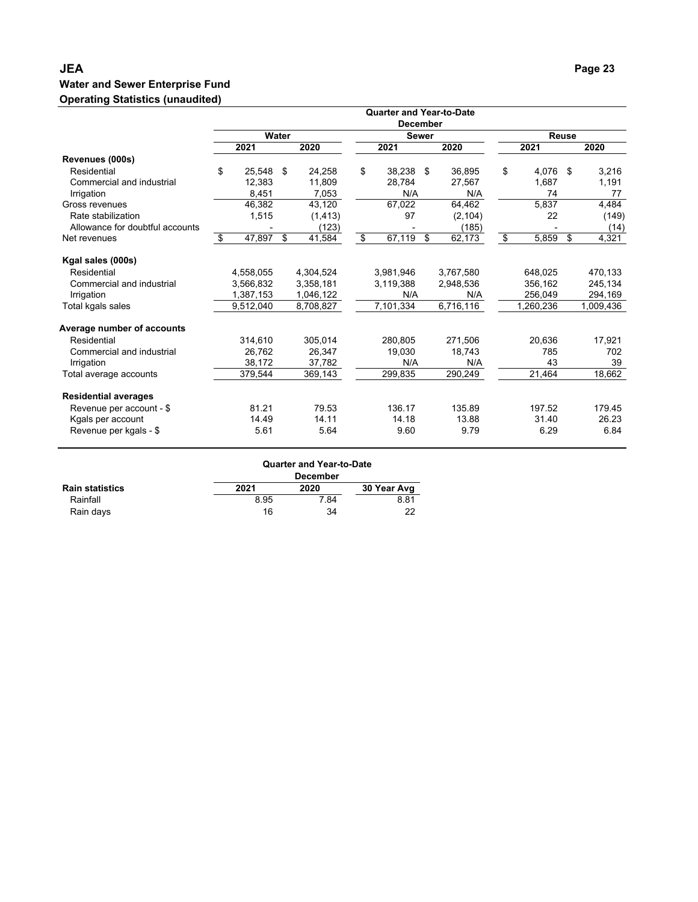# JEA

## Water and Sewer Enterprise Fund

### Operating Statistics (unaudited)

| | Quarter and Year-to-Date December | | | | | |
|---|---|---|---|---|---|---|
| | Water | | Sewer | | Reuse | |
| | 2021 | 2020 | 2021 | 2020 | 2021 | 2020 |
| **Revenues (000s)** | | | | | | |
| Residential | $ 25,548 | $ 24,258 | $ 38,238 | $ 36,895 | $ 4,076 | $ 3,216 |
| Commercial and industrial | 12,383 | 11,809 | 28,784 | 27,567 | 1,687 | 1,191 |
| Irrigation | 8,451 | 7,053 | N/A | N/A | 74 | 77 |
| Gross revenues | 46,382 | 43,120 | 67,022 | 64,462 | 5,837 | 4,484 |
| Rate stabilization | 1,515 | (1,413) | 97 | (2,104) | 22 | (149) |
| Allowance for doubtful accounts | - | (123) | - | (185) | - | (14) |
| Net revenues | $ 47,897 | $ 41,584 | $ 67,119 | $ 62,173 | $ 5,859 | $ 4,321 |
| **Kgal sales (000s)** | | | | | | |
| Residential | 4,558,055 | 4,304,524 | 3,981,946 | 3,767,580 | 648,025 | 470,133 |
| Commercial and industrial | 3,566,832 | 3,358,181 | 3,119,388 | 2,948,536 | 356,162 | 245,134 |
| Irrigation | 1,387,153 | 1,046,122 | N/A | N/A | 256,049 | 294,169 |
| Total kgals sales | 9,512,040 | 8,708,827 | 7,101,334 | 6,716,116 | 1,260,236 | 1,009,436 |
| **Average number of accounts** | | | | | | |
| Residential | 314,610 | 305,014 | 280,805 | 271,506 | 20,636 | 17,921 |
| Commercial and industrial | 26,762 | 26,347 | 19,030 | 18,743 | 785 | 702 |
| Irrigation | 38,172 | 37,782 | N/A | N/A | 43 | 39 |
| Total average accounts | 379,544 | 369,143 | 299,835 | 290,249 | 21,464 | 18,662 |
| **Residential averages** | | | | | | |
| Revenue per account - $ | 81.21 | 79.53 | 136.17 | 135.89 | 197.52 | 179.45 |
| Kgals per account | 14.49 | 14.11 | 14.18 | 13.88 | 31.40 | 26.23 |
| Revenue per kgals - $ | 5.61 | 5.64 | 9.60 | 9.79 | 6.29 | 6.84 |

| | Quarter and Year-to-Date December | | |
|---|---|---|---|
| **Rain statistics** | 2021 | 2020 | 30 Year Avg |
| Rainfall | 8.95 | 7.84 | 8.81 |
| Rain days | 16 | 34 | 22 |